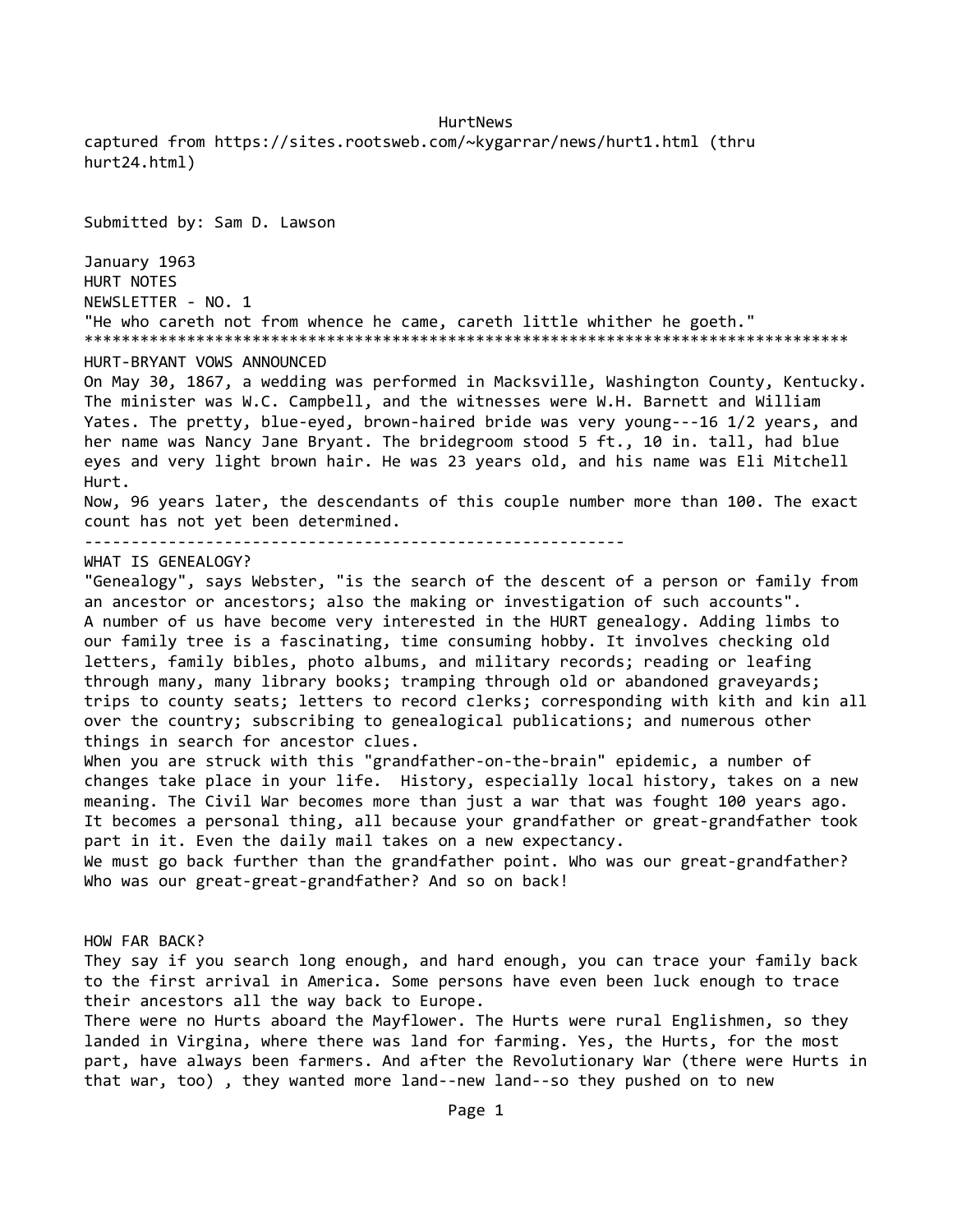# HurtNews

captured from https://sites.rootsweb.com/~kygarrar/news/hurt1.html (thru hurt24.html)

Submitted by: Sam D. Lawson

January 1963
HURT NOTES
NEWSLETTER - NO. 1

"He who careth not from whence he came, careth little whither he goeth."

*********************************************************************************

## HURT-BRYANT VOWS ANNOUNCED

On May 30, 1867, a wedding was performed in Macksville, Washington County, Kentucky. The minister was W.C. Campbell, and the witnesses were W.H. Barnett and William Yates. The pretty, blue-eyed, brown-haired bride was very young---16 1/2 years, and her name was Nancy Jane Bryant. The bridegroom stood 5 ft., 10 in. tall, had blue eyes and very light brown hair. He was 23 years old, and his name was Eli Mitchell Hurt.

Now, 96 years later, the descendants of this couple number more than 100. The exact count has not yet been determined.

---

## WHAT IS GENEALOGY?

"Genealogy", says Webster, "is the search of the descent of a person or family from an ancestor or ancestors; also the making or investigation of such accounts".

A number of us have become very interested in the HURT genealogy. Adding limbs to our family tree is a fascinating, time consuming hobby. It involves checking old letters, family bibles, photo albums, and military records; reading or leafing through many, many library books; tramping through old or abandoned graveyards; trips to county seats; letters to record clerks; corresponding with kith and kin all over the country; subscribing to genealogical publications; and numerous other things in search for ancestor clues.

When you are struck with this "grandfather-on-the-brain" epidemic, a number of changes take place in your life. History, especially local history, takes on a new meaning. The Civil War becomes more than just a war that was fought 100 years ago. It becomes a personal thing, all because your grandfather or great-grandfather took part in it. Even the daily mail takes on a new expectancy.

We must go back further than the grandfather point. Who was our great-grandfather? Who was our great-great-grandfather? And so on back!

## HOW FAR BACK?

They say if you search long enough, and hard enough, you can trace your family back to the first arrival in America. Some persons have even been luck enough to trace their ancestors all the way back to Europe.

There were no Hurts aboard the Mayflower. The Hurts were rural Englishmen, so they landed in Virgina, where there was land for farming. Yes, the Hurts, for the most part, have always been farmers. And after the Revolutionary War (there were Hurts in that war, too) , they wanted more land--new land--so they pushed on to new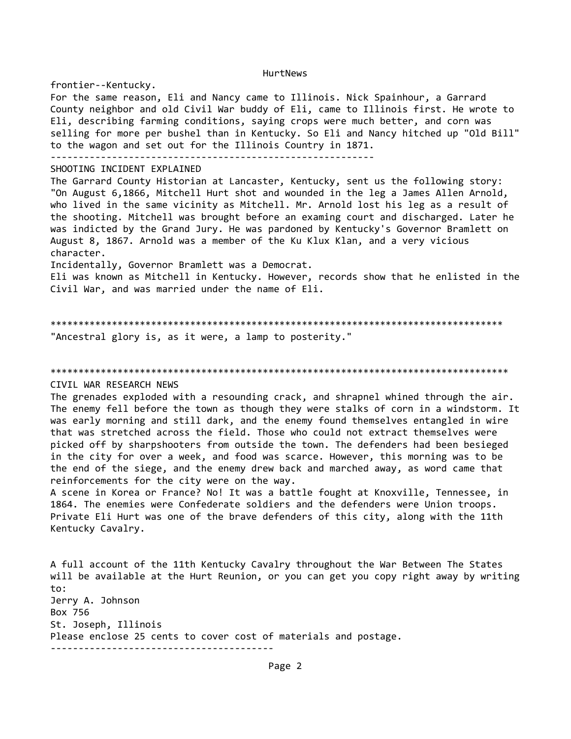frontier--Kentucky.

For the same reason, Eli and Nancy came to Illinois. Nick Spainhour, a Garrard County neighbor and old Civil War buddy of Eli, came to Illinois first. He wrote to Eli, describing farming conditions, saying crops were much better, and corn was selling for more per bushel than in Kentucky. So Eli and Nancy hitched up "Old Bill" to the wagon and set out for the Illinois Country in 1871.

---

## SHOOTING INCIDENT EXPLAINED

The Garrard County Historian at Lancaster, Kentucky, sent us the following story: "On August 6,1866, Mitchell Hurt shot and wounded in the leg a James Allen Arnold, who lived in the same vicinity as Mitchell. Mr. Arnold lost his leg as a result of the shooting. Mitchell was brought before an examing court and discharged. Later he was indicted by the Grand Jury. He was pardoned by Kentucky's Governor Bramlett on August 8, 1867. Arnold was a member of the Ku Klux Klan, and a very vicious character.

Incidentally, Governor Bramlett was a Democrat.

Eli was known as Mitchell in Kentucky. However, records show that he enlisted in the Civil War, and was married under the name of Eli.

***

"Ancestral glory is, as it were, a lamp to posterity."

***

## CIVIL WAR RESEARCH NEWS

The grenades exploded with a resounding crack, and shrapnel whined through the air. The enemy fell before the town as though they were stalks of corn in a windstorm. It was early morning and still dark, and the enemy found themselves entangled in wire that was stretched across the field. Those who could not extract themselves were picked off by sharpshooters from outside the town. The defenders had been besieged in the city for over a week, and food was scarce. However, this morning was to be the end of the siege, and the enemy drew back and marched away, as word came that reinforcements for the city were on the way.

A scene in Korea or France? No! It was a battle fought at Knoxville, Tennessee, in 1864. The enemies were Confederate soldiers and the defenders were Union troops. Private Eli Hurt was one of the brave defenders of this city, along with the 11th Kentucky Cavalry.

A full account of the 11th Kentucky Cavalry throughout the War Between The States will be available at the Hurt Reunion, or you can get you copy right away by writing to:

Jerry A. Johnson
Box 756
St. Joseph, Illinois

Please enclose 25 cents to cover cost of materials and postage.

---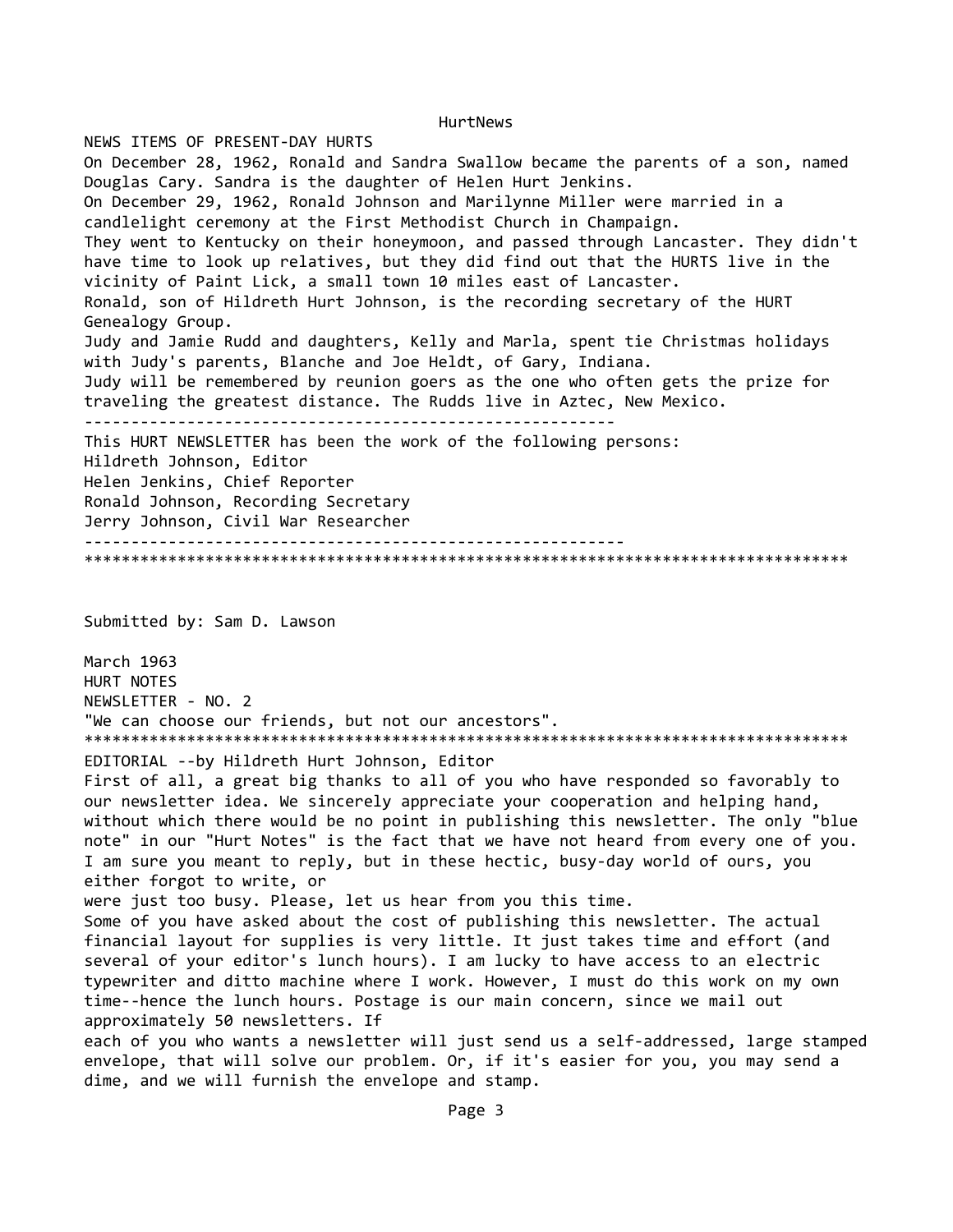NEWS ITEMS OF PRESENT-DAY HURTS

On December 28, 1962, Ronald and Sandra Swallow became the parents of a son, named Douglas Cary. Sandra is the daughter of Helen Hurt Jenkins.

On December 29, 1962, Ronald Johnson and Marilynne Miller were married in a candlelight ceremony at the First Methodist Church in Champaign.

They went to Kentucky on their honeymoon, and passed through Lancaster. They didn't have time to look up relatives, but they did find out that the HURTS live in the vicinity of Paint Lick, a small town 10 miles east of Lancaster.

Ronald, son of Hildreth Hurt Johnson, is the recording secretary of the HURT Genealogy Group.

Judy and Jamie Rudd and daughters, Kelly and Marla, spent tie Christmas holidays with Judy's parents, Blanche and Joe Heldt, of Gary, Indiana.

Judy will be remembered by reunion goers as the one who often gets the prize for traveling the greatest distance. The Rudds live in Aztec, New Mexico.

---

This HURT NEWSLETTER has been the work of the following persons:
Hildreth Johnson, Editor
Helen Jenkins, Chief Reporter
Ronald Johnson, Recording Secretary
Jerry Johnson, Civil War Researcher

---

*********************************************************************************

Submitted by: Sam D. Lawson

March 1963
HURT NOTES
NEWSLETTER - NO. 2
"We can choose our friends, but not our ancestors".

*********************************************************************************

EDITORIAL --by Hildreth Hurt Johnson, Editor

First of all, a great big thanks to all of you who have responded so favorably to our newsletter idea. We sincerely appreciate your cooperation and helping hand, without which there would be no point in publishing this newsletter. The only "blue note" in our "Hurt Notes" is the fact that we have not heard from every one of you. I am sure you meant to reply, but in these hectic, busy-day world of ours, you either forgot to write, or were just too busy. Please, let us hear from you this time.

Some of you have asked about the cost of publishing this newsletter. The actual financial layout for supplies is very little. It just takes time and effort (and several of your editor's lunch hours). I am lucky to have access to an electric typewriter and ditto machine where I work. However, I must do this work on my own time--hence the lunch hours. Postage is our main concern, since we mail out approximately 50 newsletters. If each of you who wants a newsletter will just send us a self-addressed, large stamped envelope, that will solve our problem. Or, if it's easier for you, you may send a dime, and we will furnish the envelope and stamp.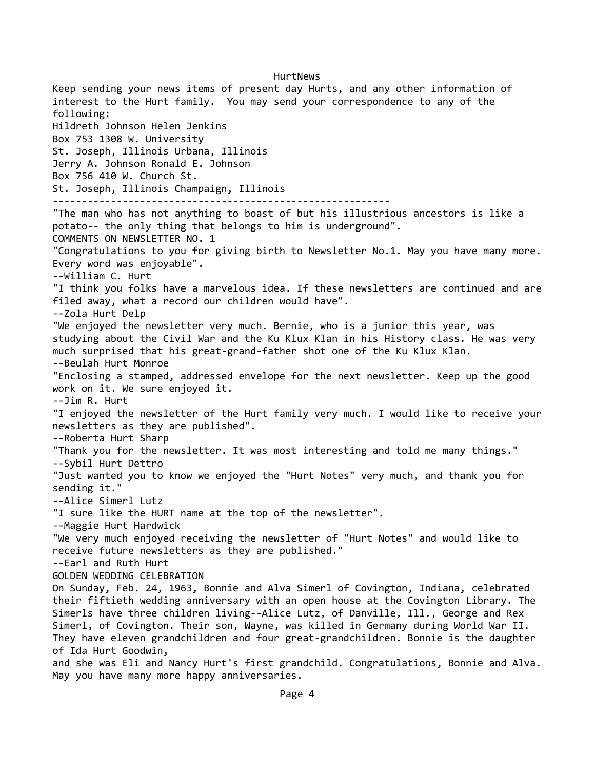Keep sending your news items of present day Hurts, and any other information of interest to the Hurt family. You may send your correspondence to any of the following:

Hildreth Johnson
Box 753
St. Joseph, Illinois

Helen Jenkins
1308 W. University
Urbana, Illinois

Jerry A. Johnson
Box 756
St. Joseph, Illinois

Ronald E. Johnson
410 W. Church St.
Champaign, Illinois

---

"The man who has not anything to boast of but his illustrious ancestors is like a potato-- the only thing that belongs to him is underground".

## COMMENTS ON NEWSLETTER NO. 1

"Congratulations to you for giving birth to Newsletter No.1. May you have many more. Every word was enjoyable".
--William C. Hurt

"I think you folks have a marvelous idea. If these newsletters are continued and are filed away, what a record our children would have".
--Zola Hurt Delp

"We enjoyed the newsletter very much. Bernie, who is a junior this year, was studying about the Civil War and the Ku Klux Klan in his History class. He was very much surprised that his great-grand-father shot one of the Ku Klux Klan.
--Beulah Hurt Monroe

"Enclosing a stamped, addressed envelope for the next newsletter. Keep up the good work on it. We sure enjoyed it.
--Jim R. Hurt

"I enjoyed the newsletter of the Hurt family very much. I would like to receive your newsletters as they are published".
--Roberta Hurt Sharp

"Thank you for the newsletter. It was most interesting and told me many things."
--Sybil Hurt Dettro

"Just wanted you to know we enjoyed the "Hurt Notes" very much, and thank you for sending it."
--Alice Simerl Lutz

"I sure like the HURT name at the top of the newsletter".
--Maggie Hurt Hardwick

"We very much enjoyed receiving the newsletter of "Hurt Notes" and would like to receive future newsletters as they are published."
--Earl and Ruth Hurt

## GOLDEN WEDDING CELEBRATION

On Sunday, Feb. 24, 1963, Bonnie and Alva Simerl of Covington, Indiana, celebrated their fiftieth wedding anniversary with an open house at the Covington Library. The Simerls have three children living--Alice Lutz, of Danville, Ill., George and Rex Simerl, of Covington. Their son, Wayne, was killed in Germany during World War II. They have eleven grandchildren and four great-grandchildren. Bonnie is the daughter of Ida Hurt Goodwin,
and she was Eli and Nancy Hurt's first grandchild. Congratulations, Bonnie and Alva. May you have many more happy anniversaries.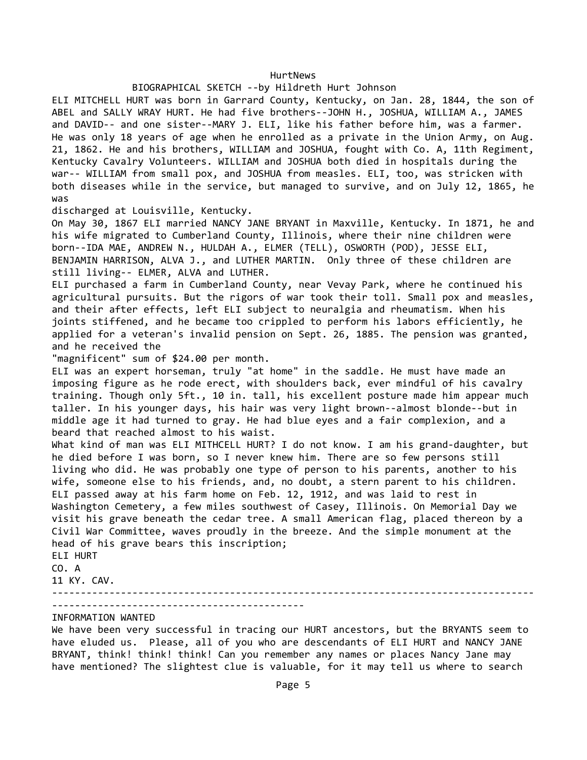## BIOGRAPHICAL SKETCH --by Hildreth Hurt Johnson

ELI MITCHELL HURT was born in Garrard County, Kentucky, on Jan. 28, 1844, the son of ABEL and SALLY WRAY HURT. He had five brothers--JOHN H., JOSHUA, WILLIAM A., JAMES and DAVID-- and one sister--MARY J. ELI, like his father before him, was a farmer. He was only 18 years of age when he enrolled as a private in the Union Army, on Aug. 21, 1862. He and his brothers, WILLIAM and JOSHUA, fought with Co. A, 11th Regiment, Kentucky Cavalry Volunteers. WILLIAM and JOSHUA both died in hospitals during the war-- WILLIAM from small pox, and JOSHUA from measles. ELI, too, was stricken with both diseases while in the service, but managed to survive, and on July 12, 1865, he was discharged at Louisville, Kentucky.

On May 30, 1867 ELI married NANCY JANE BRYANT in Maxville, Kentucky. In 1871, he and his wife migrated to Cumberland County, Illinois, where their nine children were born--IDA MAE, ANDREW N., HULDAH A., ELMER (TELL), OSWORTH (POD), JESSE ELI, BENJAMIN HARRISON, ALVA J., and LUTHER MARTIN. Only three of these children are still living-- ELMER, ALVA and LUTHER.

ELI purchased a farm in Cumberland County, near Vevay Park, where he continued his agricultural pursuits. But the rigors of war took their toll. Small pox and measles, and their after effects, left ELI subject to neuralgia and rheumatism. When his joints stiffened, and he became too crippled to perform his labors efficiently, he applied for a veteran's invalid pension on Sept. 26, 1885. The pension was granted, and he received the "magnificent" sum of $24.00 per month.

ELI was an expert horseman, truly "at home" in the saddle. He must have made an imposing figure as he rode erect, with shoulders back, ever mindful of his cavalry training. Though only 5ft., 10 in. tall, his excellent posture made him appear much taller. In his younger days, his hair was very light brown--almost blonde--but in middle age it had turned to gray. He had blue eyes and a fair complexion, and a beard that reached almost to his waist.

What kind of man was ELI MITHCELL HURT? I do not know. I am his grand-daughter, but he died before I was born, so I never knew him. There are so few persons still living who did. He was probably one type of person to his parents, another to his wife, someone else to his friends, and, no doubt, a stern parent to his children. ELI passed away at his farm home on Feb. 12, 1912, and was laid to rest in Washington Cemetery, a few miles southwest of Casey, Illinois. On Memorial Day we visit his grave beneath the cedar tree. A small American flag, placed thereon by a Civil War Committee, waves proudly in the breeze. And the simple monument at the head of his grave bears this inscription;

ELI HURT
CO. A
11 KY. CAV.

---

## INFORMATION WANTED

We have been very successful in tracing our HURT ancestors, but the BRYANTS seem to have eluded us. Please, all of you who are descendants of ELI HURT and NANCY JANE BRYANT, think! think! think! Can you remember any names or places Nancy Jane may have mentioned? The slightest clue is valuable, for it may tell us where to search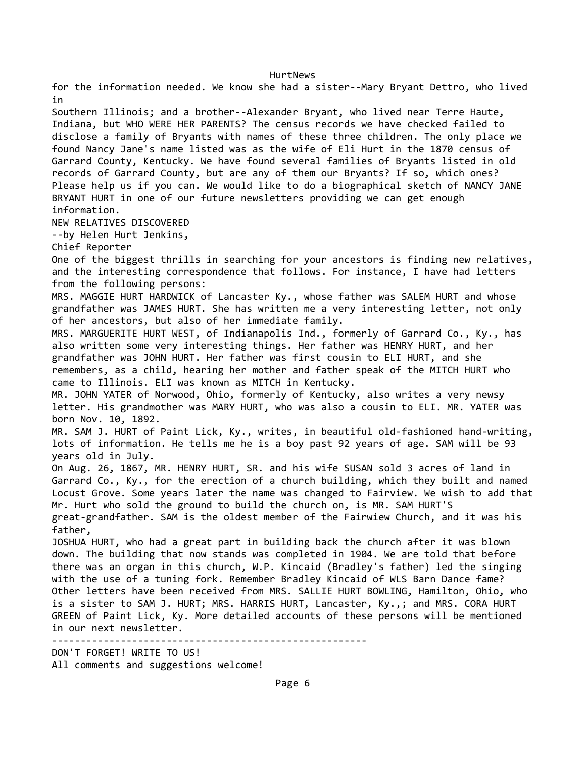for the information needed. We know she had a sister--Mary Bryant Dettro, who lived in Southern Illinois; and a brother--Alexander Bryant, who lived near Terre Haute, Indiana, but WHO WERE HER PARENTS? The census records we have checked failed to disclose a family of Bryants with names of these three children. The only place we found Nancy Jane's name listed was as the wife of Eli Hurt in the 1870 census of Garrard County, Kentucky. We have found several families of Bryants listed in old records of Garrard County, but are any of them our Bryants? If so, which ones? Please help us if you can. We would like to do a biographical sketch of NANCY JANE BRYANT HURT in one of our future newsletters providing we can get enough information.

## NEW RELATIVES DISCOVERED

--by Helen Hurt Jenkins,
Chief Reporter

One of the biggest thrills in searching for your ancestors is finding new relatives, and the interesting correspondence that follows. For instance, I have had letters from the following persons:

MRS. MAGGIE HURT HARDWICK of Lancaster Ky., whose father was SALEM HURT and whose grandfather was JAMES HURT. She has written me a very interesting letter, not only of her ancestors, but also of her immediate family.

MRS. MARGUERITE HURT WEST, of Indianapolis Ind., formerly of Garrard Co., Ky., has also written some very interesting things. Her father was HENRY HURT, and her grandfather was JOHN HURT. Her father was first cousin to ELI HURT, and she remembers, as a child, hearing her mother and father speak of the MITCH HURT who came to Illinois. ELI was known as MITCH in Kentucky.

MR. JOHN YATER of Norwood, Ohio, formerly of Kentucky, also writes a very newsy letter. His grandmother was MARY HURT, who was also a cousin to ELI. MR. YATER was born Nov. 10, 1892.

MR. SAM J. HURT of Paint Lick, Ky., writes, in beautiful old-fashioned hand-writing, lots of information. He tells me he is a boy past 92 years of age. SAM will be 93 years old in July.

On Aug. 26, 1867, MR. HENRY HURT, SR. and his wife SUSAN sold 3 acres of land in Garrard Co., Ky., for the erection of a church building, which they built and named Locust Grove. Some years later the name was changed to Fairview. We wish to add that Mr. Hurt who sold the ground to build the church on, is MR. SAM HURT'S great-grandfather. SAM is the oldest member of the Fairwiew Church, and it was his father, JOSHUA HURT, who had a great part in building back the church after it was blown down. The building that now stands was completed in 1904. We are told that before there was an organ in this church, W.P. Kincaid (Bradley's father) led the singing with the use of a tuning fork. Remember Bradley Kincaid of WLS Barn Dance fame?

Other letters have been received from MRS. SALLIE HURT BOWLING, Hamilton, Ohio, who is a sister to SAM J. HURT; MRS. HARRIS HURT, Lancaster, Ky.,; and MRS. CORA HURT GREEN of Paint Lick, Ky. More detailed accounts of these persons will be mentioned in our next newsletter.

---

DON'T FORGET! WRITE TO US!
All comments and suggestions welcome!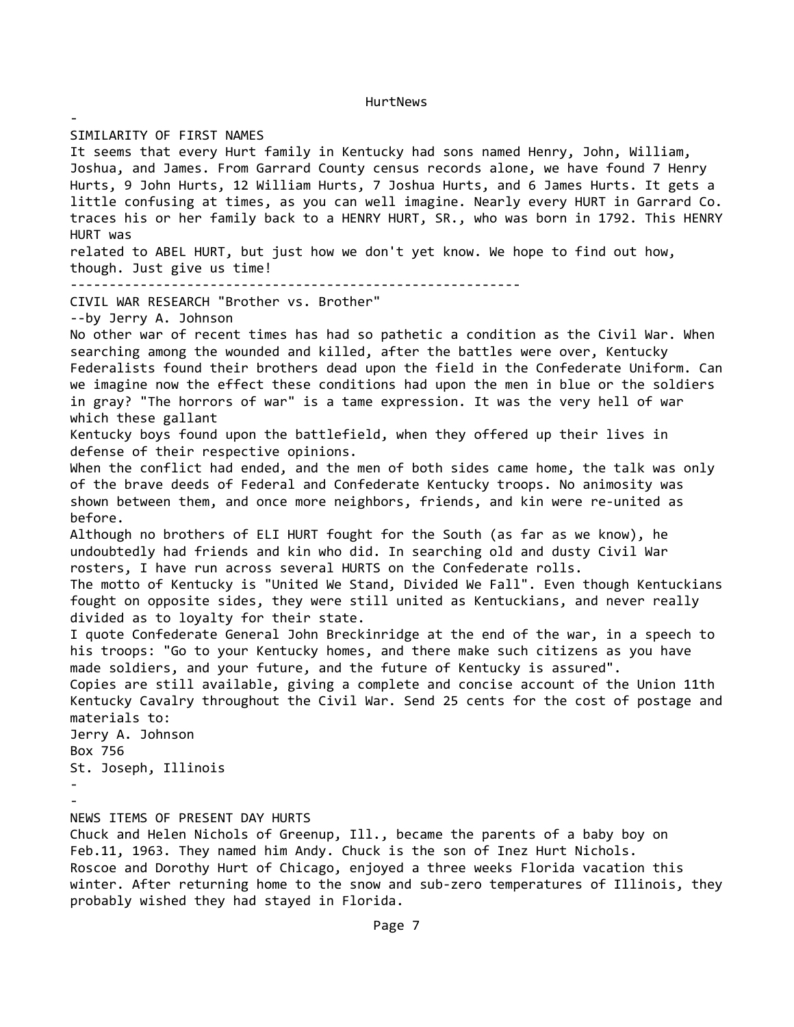## SIMILARITY OF FIRST NAMES

It seems that every Hurt family in Kentucky had sons named Henry, John, William, Joshua, and James. From Garrard County census records alone, we have found 7 Henry Hurts, 9 John Hurts, 12 William Hurts, 7 Joshua Hurts, and 6 James Hurts. It gets a little confusing at times, as you can well imagine. Nearly every HURT in Garrard Co. traces his or her family back to a HENRY HURT, SR., who was born in 1792. This HENRY HURT was related to ABEL HURT, but just how we don't yet know. We hope to find out how, though. Just give us time!

---

## CIVIL WAR RESEARCH "Brother vs. Brother"

--by Jerry A. Johnson

No other war of recent times has had so pathetic a condition as the Civil War. When searching among the wounded and killed, after the battles were over, Kentucky Federalists found their brothers dead upon the field in the Confederate Uniform. Can we imagine now the effect these conditions had upon the men in blue or the soldiers in gray? "The horrors of war" is a tame expression. It was the very hell of war which these gallant Kentucky boys found upon the battlefield, when they offered up their lives in defense of their respective opinions.

When the conflict had ended, and the men of both sides came home, the talk was only of the brave deeds of Federal and Confederate Kentucky troops. No animosity was shown between them, and once more neighbors, friends, and kin were re-united as before.

Although no brothers of ELI HURT fought for the South (as far as we know), he undoubtedly had friends and kin who did. In searching old and dusty Civil War rosters, I have run across several HURTS on the Confederate rolls.

The motto of Kentucky is "United We Stand, Divided We Fall". Even though Kentuckians fought on opposite sides, they were still united as Kentuckians, and never really divided as to loyalty for their state.

I quote Confederate General John Breckinridge at the end of the war, in a speech to his troops: "Go to your Kentucky homes, and there make such citizens as you have made soldiers, and your future, and the future of Kentucky is assured".

Copies are still available, giving a complete and concise account of the Union 11th Kentucky Cavalry throughout the Civil War. Send 25 cents for the cost of postage and materials to:

Jerry A. Johnson
Box 756
St. Joseph, Illinois

## NEWS ITEMS OF PRESENT DAY HURTS

Chuck and Helen Nichols of Greenup, Ill., became the parents of a baby boy on Feb.11, 1963. They named him Andy. Chuck is the son of Inez Hurt Nichols.

Roscoe and Dorothy Hurt of Chicago, enjoyed a three weeks Florida vacation this winter. After returning home to the snow and sub-zero temperatures of Illinois, they probably wished they had stayed in Florida.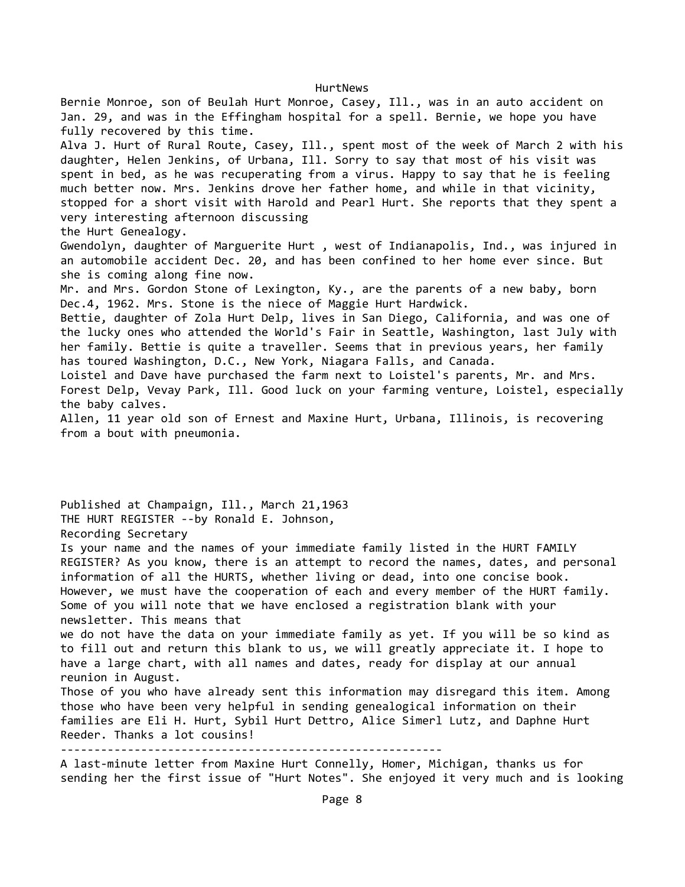Bernie Monroe, son of Beulah Hurt Monroe, Casey, Ill., was in an auto accident on Jan. 29, and was in the Effingham hospital for a spell. Bernie, we hope you have fully recovered by this time.

Alva J. Hurt of Rural Route, Casey, Ill., spent most of the week of March 2 with his daughter, Helen Jenkins, of Urbana, Ill. Sorry to say that most of his visit was spent in bed, as he was recuperating from a virus. Happy to say that he is feeling much better now. Mrs. Jenkins drove her father home, and while in that vicinity, stopped for a short visit with Harold and Pearl Hurt. She reports that they spent a very interesting afternoon discussing the Hurt Genealogy.

Gwendolyn, daughter of Marguerite Hurt , west of Indianapolis, Ind., was injured in an automobile accident Dec. 20, and has been confined to her home ever since. But she is coming along fine now.

Mr. and Mrs. Gordon Stone of Lexington, Ky., are the parents of a new baby, born Dec.4, 1962. Mrs. Stone is the niece of Maggie Hurt Hardwick.

Bettie, daughter of Zola Hurt Delp, lives in San Diego, California, and was one of the lucky ones who attended the World's Fair in Seattle, Washington, last July with her family. Bettie is quite a traveller. Seems that in previous years, her family has toured Washington, D.C., New York, Niagara Falls, and Canada.

Loistel and Dave have purchased the farm next to Loistel's parents, Mr. and Mrs. Forest Delp, Vevay Park, Ill. Good luck on your farming venture, Loistel, especially the baby calves.

Allen, 11 year old son of Ernest and Maxine Hurt, Urbana, Illinois, is recovering from a bout with pneumonia.

Published at Champaign, Ill., March 21,1963

THE HURT REGISTER --by Ronald E. Johnson,
Recording Secretary

Is your name and the names of your immediate family listed in the HURT FAMILY REGISTER? As you know, there is an attempt to record the names, dates, and personal information of all the HURTS, whether living or dead, into one concise book. However, we must have the cooperation of each and every member of the HURT family. Some of you will note that we have enclosed a registration blank with your newsletter. This means that we do not have the data on your immediate family as yet. If you will be so kind as to fill out and return this blank to us, we will greatly appreciate it. I hope to have a large chart, with all names and dates, ready for display at our annual reunion in August.

Those of you who have already sent this information may disregard this item. Among those who have been very helpful in sending genealogical information on their families are Eli H. Hurt, Sybil Hurt Dettro, Alice Simerl Lutz, and Daphne Hurt Reeder. Thanks a lot cousins!

-----------------------------------------------------

A last-minute letter from Maxine Hurt Connelly, Homer, Michigan, thanks us for sending her the first issue of "Hurt Notes". She enjoyed it very much and is looking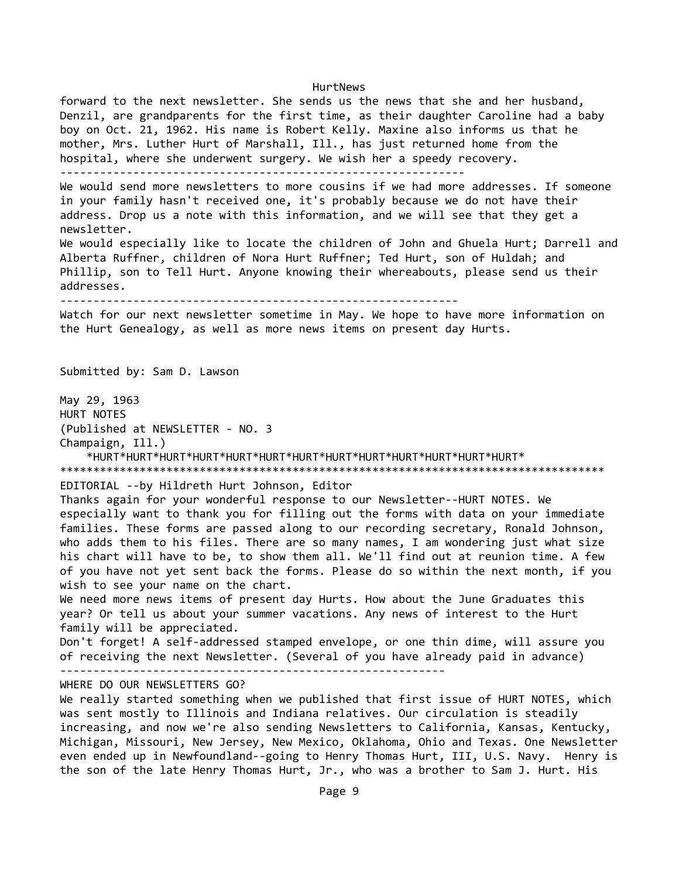forward to the next newsletter. She sends us the news that she and her husband, Denzil, are grandparents for the first time, as their daughter Caroline had a baby boy on Oct. 21, 1962. His name is Robert Kelly. Maxine also informs us that he mother, Mrs. Luther Hurt of Marshall, Ill., has just returned home from the hospital, where she underwent surgery. We wish her a speedy recovery.

---

We would send more newsletters to more cousins if we had more addresses. If someone in your family hasn't received one, it's probably because we do not have their address. Drop us a note with this information, and we will see that they get a newsletter.

We would especially like to locate the children of John and Ghuela Hurt; Darrell and Alberta Ruffner, children of Nora Hurt Ruffner; Ted Hurt, son of Huldah; and Phillip, son to Tell Hurt. Anyone knowing their whereabouts, please send us their addresses.

---

Watch for our next newsletter sometime in May. We hope to have more information on the Hurt Genealogy, as well as more news items on present day Hurts.

Submitted by: Sam D. Lawson

May 29, 1963
HURT NOTES
(Published at NEWSLETTER - NO. 3
Champaign, Ill.)

*HURT*HURT*HURT*HURT*HURT*HURT*HURT*HURT*HURT*HURT*HURT*HURT*HURT*

*********************************************************************************

EDITORIAL --by Hildreth Hurt Johnson, Editor

Thanks again for your wonderful response to our Newsletter--HURT NOTES. We especially want to thank you for filling out the forms with data on your immediate families. These forms are passed along to our recording secretary, Ronald Johnson, who adds them to his files. There are so many names, I am wondering just what size his chart will have to be, to show them all. We'll find out at reunion time. A few of you have not yet sent back the forms. Please do so within the next month, if you wish to see your name on the chart.

We need more news items of present day Hurts. How about the June Graduates this year? Or tell us about your summer vacations. Any news of interest to the Hurt family will be appreciated.

Don't forget! A self-addressed stamped envelope, or one thin dime, will assure you of receiving the next Newsletter. (Several of you have already paid in advance)

---

WHERE DO OUR NEWSLETTERS GO?

We really started something when we published that first issue of HURT NOTES, which was sent mostly to Illinois and Indiana relatives. Our circulation is steadily increasing, and now we're also sending Newsletters to California, Kansas, Kentucky, Michigan, Missouri, New Jersey, New Mexico, Oklahoma, Ohio and Texas. One Newsletter even ended up in Newfoundland--going to Henry Thomas Hurt, III, U.S. Navy. Henry is the son of the late Henry Thomas Hurt, Jr., who was a brother to Sam J. Hurt. His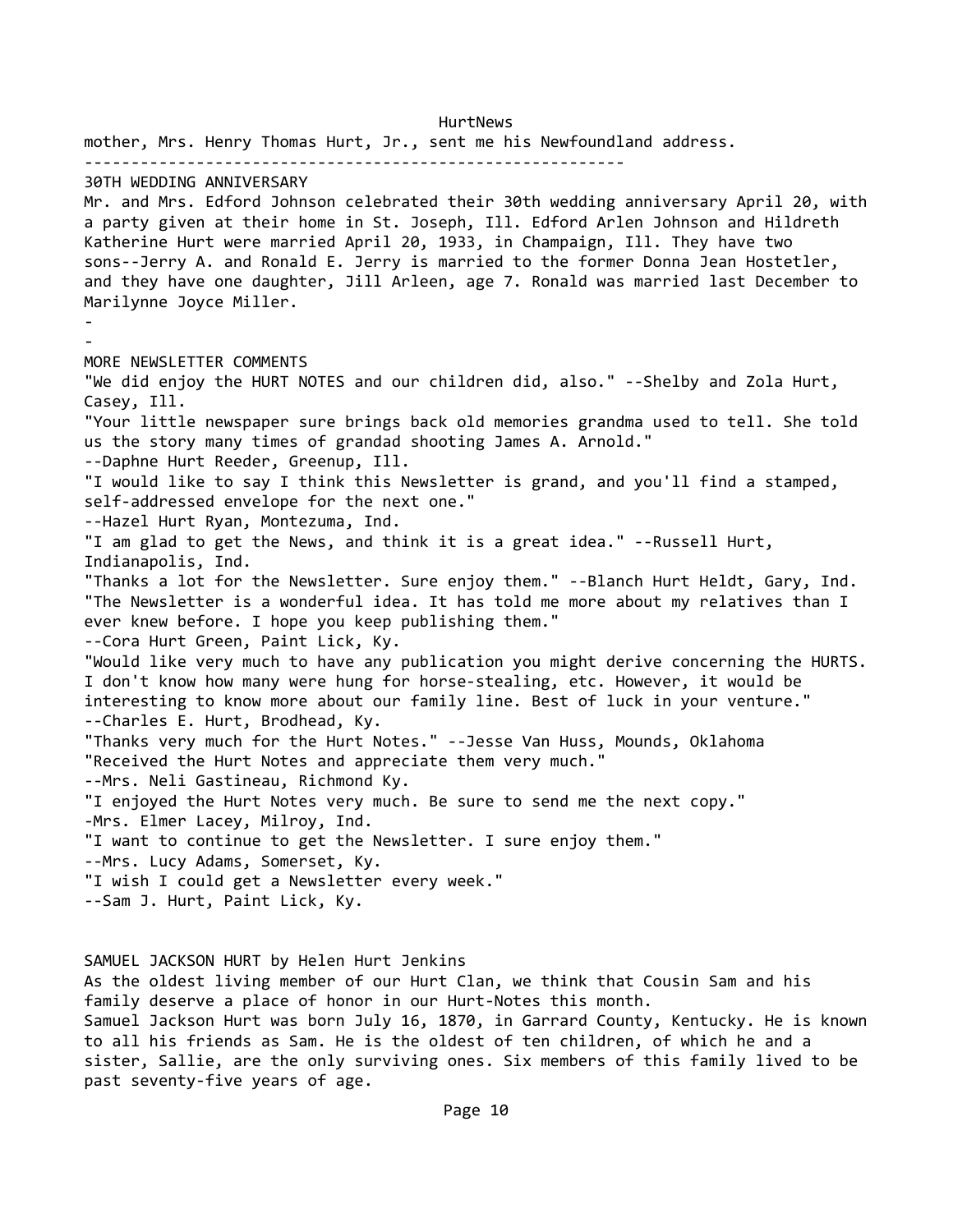mother, Mrs. Henry Thomas Hurt, Jr., sent me his Newfoundland address.

---

## 30TH WEDDING ANNIVERSARY

Mr. and Mrs. Edford Johnson celebrated their 30th wedding anniversary April 20, with a party given at their home in St. Joseph, Ill. Edford Arlen Johnson and Hildreth Katherine Hurt were married April 20, 1933, in Champaign, Ill. They have two sons--Jerry A. and Ronald E. Jerry is married to the former Donna Jean Hostetler, and they have one daughter, Jill Arleen, age 7. Ronald was married last December to Marilynne Joyce Miller.

-

-

## MORE NEWSLETTER COMMENTS

"We did enjoy the HURT NOTES and our children did, also." --Shelby and Zola Hurt, Casey, Ill.

"Your little newspaper sure brings back old memories grandma used to tell. She told us the story many times of grandad shooting James A. Arnold."
--Daphne Hurt Reeder, Greenup, Ill.

"I would like to say I think this Newsletter is grand, and you'll find a stamped, self-addressed envelope for the next one."
--Hazel Hurt Ryan, Montezuma, Ind.

"I am glad to get the News, and think it is a great idea." --Russell Hurt, Indianapolis, Ind.

"Thanks a lot for the Newsletter. Sure enjoy them." --Blanch Hurt Heldt, Gary, Ind.

"The Newsletter is a wonderful idea. It has told me more about my relatives than I ever knew before. I hope you keep publishing them."
--Cora Hurt Green, Paint Lick, Ky.

"Would like very much to have any publication you might derive concerning the HURTS. I don't know how many were hung for horse-stealing, etc. However, it would be interesting to know more about our family line. Best of luck in your venture."
--Charles E. Hurt, Brodhead, Ky.

"Thanks very much for the Hurt Notes." --Jesse Van Huss, Mounds, Oklahoma

"Received the Hurt Notes and appreciate them very much."
--Mrs. Neli Gastineau, Richmond Ky.

"I enjoyed the Hurt Notes very much. Be sure to send me the next copy."
-Mrs. Elmer Lacey, Milroy, Ind.

"I want to continue to get the Newsletter. I sure enjoy them."
--Mrs. Lucy Adams, Somerset, Ky.

"I wish I could get a Newsletter every week."
--Sam J. Hurt, Paint Lick, Ky.

## SAMUEL JACKSON HURT by Helen Hurt Jenkins

As the oldest living member of our Hurt Clan, we think that Cousin Sam and his family deserve a place of honor in our Hurt-Notes this month.

Samuel Jackson Hurt was born July 16, 1870, in Garrard County, Kentucky. He is known to all his friends as Sam. He is the oldest of ten children, of which he and a sister, Sallie, are the only surviving ones. Six members of this family lived to be past seventy-five years of age.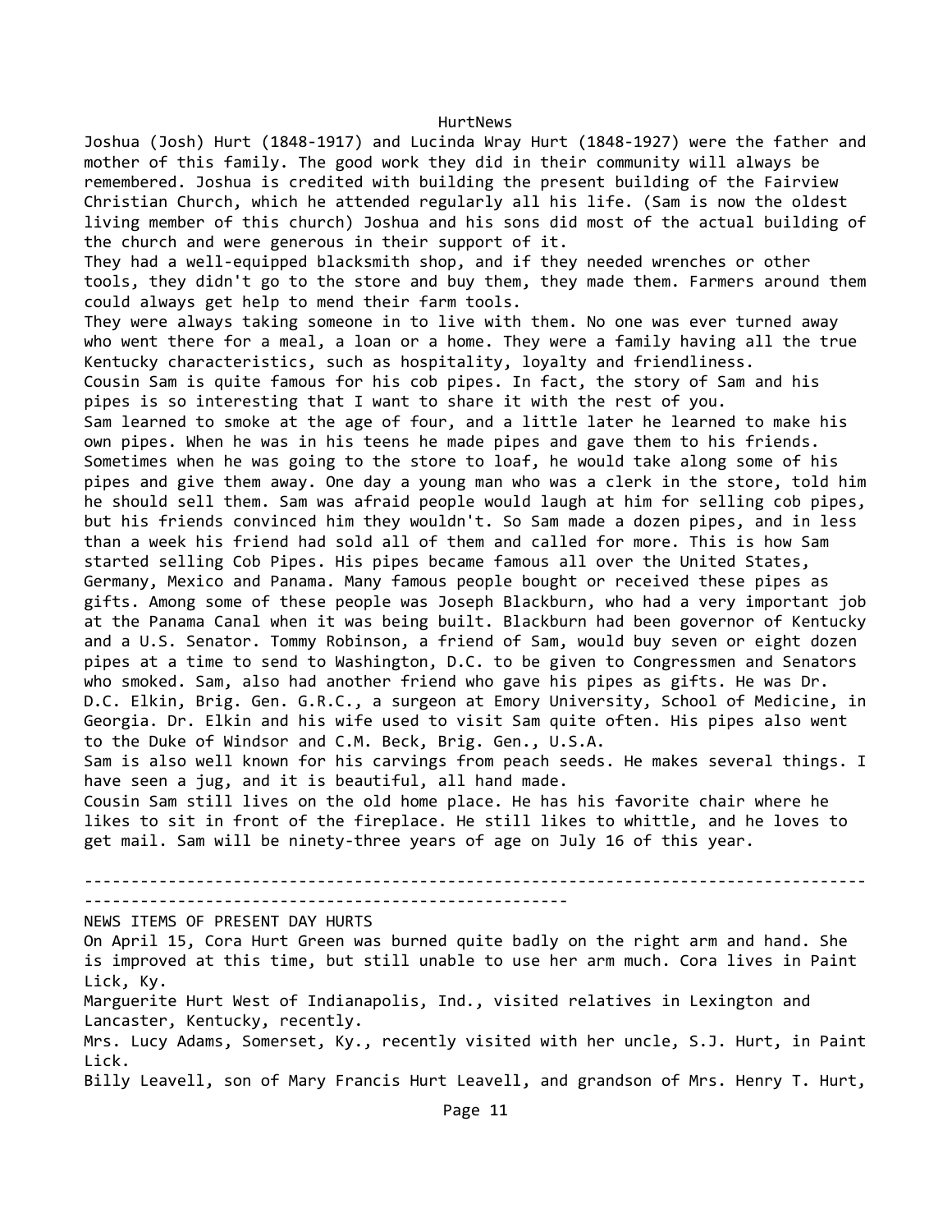Joshua (Josh) Hurt (1848-1917) and Lucinda Wray Hurt (1848-1927) were the father and mother of this family. The good work they did in their community will always be remembered. Joshua is credited with building the present building of the Fairview Christian Church, which he attended regularly all his life. (Sam is now the oldest living member of this church) Joshua and his sons did most of the actual building of the church and were generous in their support of it.

They had a well-equipped blacksmith shop, and if they needed wrenches or other tools, they didn't go to the store and buy them, they made them. Farmers around them could always get help to mend their farm tools.

They were always taking someone in to live with them. No one was ever turned away who went there for a meal, a loan or a home. They were a family having all the true Kentucky characteristics, such as hospitality, loyalty and friendliness.

Cousin Sam is quite famous for his cob pipes. In fact, the story of Sam and his pipes is so interesting that I want to share it with the rest of you.

Sam learned to smoke at the age of four, and a little later he learned to make his own pipes. When he was in his teens he made pipes and gave them to his friends. Sometimes when he was going to the store to loaf, he would take along some of his pipes and give them away. One day a young man who was a clerk in the store, told him he should sell them. Sam was afraid people would laugh at him for selling cob pipes, but his friends convinced him they wouldn't. So Sam made a dozen pipes, and in less than a week his friend had sold all of them and called for more. This is how Sam started selling Cob Pipes. His pipes became famous all over the United States, Germany, Mexico and Panama. Many famous people bought or received these pipes as gifts. Among some of these people was Joseph Blackburn, who had a very important job at the Panama Canal when it was being built. Blackburn had been governor of Kentucky and a U.S. Senator. Tommy Robinson, a friend of Sam, would buy seven or eight dozen pipes at a time to send to Washington, D.C. to be given to Congressmen and Senators who smoked. Sam, also had another friend who gave his pipes as gifts. He was Dr. D.C. Elkin, Brig. Gen. G.R.C., a surgeon at Emory University, School of Medicine, in Georgia. Dr. Elkin and his wife used to visit Sam quite often. His pipes also went to the Duke of Windsor and C.M. Beck, Brig. Gen., U.S.A.

Sam is also well known for his carvings from peach seeds. He makes several things. I have seen a jug, and it is beautiful, all hand made.

Cousin Sam still lives on the old home place. He has his favorite chair where he likes to sit in front of the fireplace. He still likes to whittle, and he loves to get mail. Sam will be ninety-three years of age on July 16 of this year.

---

NEWS ITEMS OF PRESENT DAY HURTS

On April 15, Cora Hurt Green was burned quite badly on the right arm and hand. She is improved at this time, but still unable to use her arm much. Cora lives in Paint Lick, Ky.

Marguerite Hurt West of Indianapolis, Ind., visited relatives in Lexington and Lancaster, Kentucky, recently.

Mrs. Lucy Adams, Somerset, Ky., recently visited with her uncle, S.J. Hurt, in Paint Lick.

Billy Leavell, son of Mary Francis Hurt Leavell, and grandson of Mrs. Henry T. Hurt,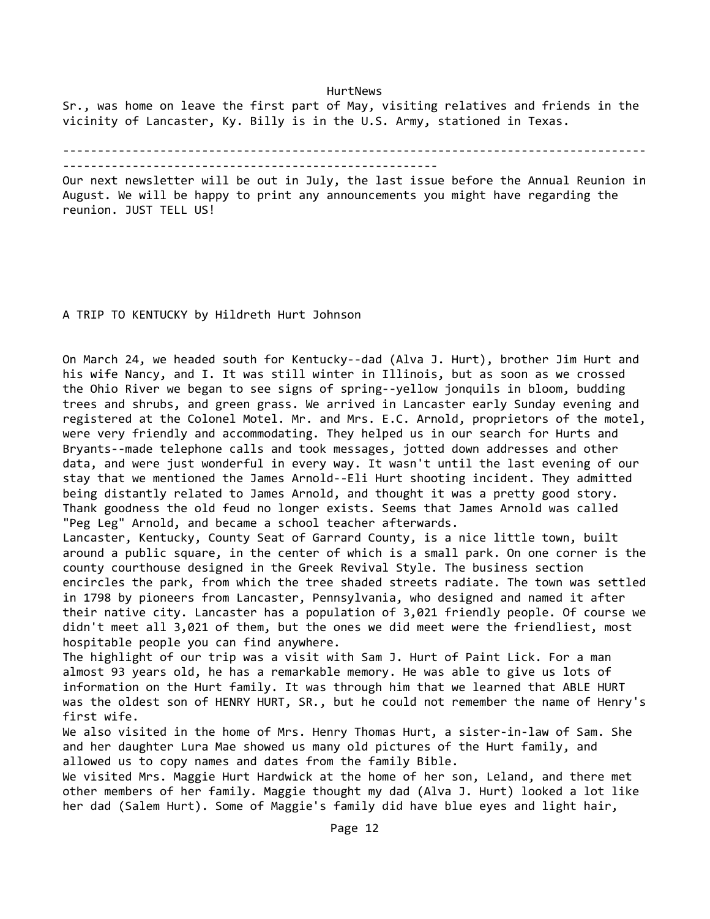Sr., was home on leave the first part of May, visiting relatives and friends in the vicinity of Lancaster, Ky. Billy is in the U.S. Army, stationed in Texas.

---

Our next newsletter will be out in July, the last issue before the Annual Reunion in August. We will be happy to print any announcements you might have regarding the reunion. JUST TELL US!

## A TRIP TO KENTUCKY by Hildreth Hurt Johnson

On March 24, we headed south for Kentucky--dad (Alva J. Hurt), brother Jim Hurt and his wife Nancy, and I. It was still winter in Illinois, but as soon as we crossed the Ohio River we began to see signs of spring--yellow jonquils in bloom, budding trees and shrubs, and green grass. We arrived in Lancaster early Sunday evening and registered at the Colonel Motel. Mr. and Mrs. E.C. Arnold, proprietors of the motel, were very friendly and accommodating. They helped us in our search for Hurts and Bryants--made telephone calls and took messages, jotted down addresses and other data, and were just wonderful in every way. It wasn't until the last evening of our stay that we mentioned the James Arnold--Eli Hurt shooting incident. They admitted being distantly related to James Arnold, and thought it was a pretty good story. Thank goodness the old feud no longer exists. Seems that James Arnold was called "Peg Leg" Arnold, and became a school teacher afterwards.

Lancaster, Kentucky, County Seat of Garrard County, is a nice little town, built around a public square, in the center of which is a small park. On one corner is the county courthouse designed in the Greek Revival Style. The business section encircles the park, from which the tree shaded streets radiate. The town was settled in 1798 by pioneers from Lancaster, Pennsylvania, who designed and named it after their native city. Lancaster has a population of 3,021 friendly people. Of course we didn't meet all 3,021 of them, but the ones we did meet were the friendliest, most hospitable people you can find anywhere.

The highlight of our trip was a visit with Sam J. Hurt of Paint Lick. For a man almost 93 years old, he has a remarkable memory. He was able to give us lots of information on the Hurt family. It was through him that we learned that ABLE HURT was the oldest son of HENRY HURT, SR., but he could not remember the name of Henry's first wife.

We also visited in the home of Mrs. Henry Thomas Hurt, a sister-in-law of Sam. She and her daughter Lura Mae showed us many old pictures of the Hurt family, and allowed us to copy names and dates from the family Bible.

We visited Mrs. Maggie Hurt Hardwick at the home of her son, Leland, and there met other members of her family. Maggie thought my dad (Alva J. Hurt) looked a lot like her dad (Salem Hurt). Some of Maggie's family did have blue eyes and light hair,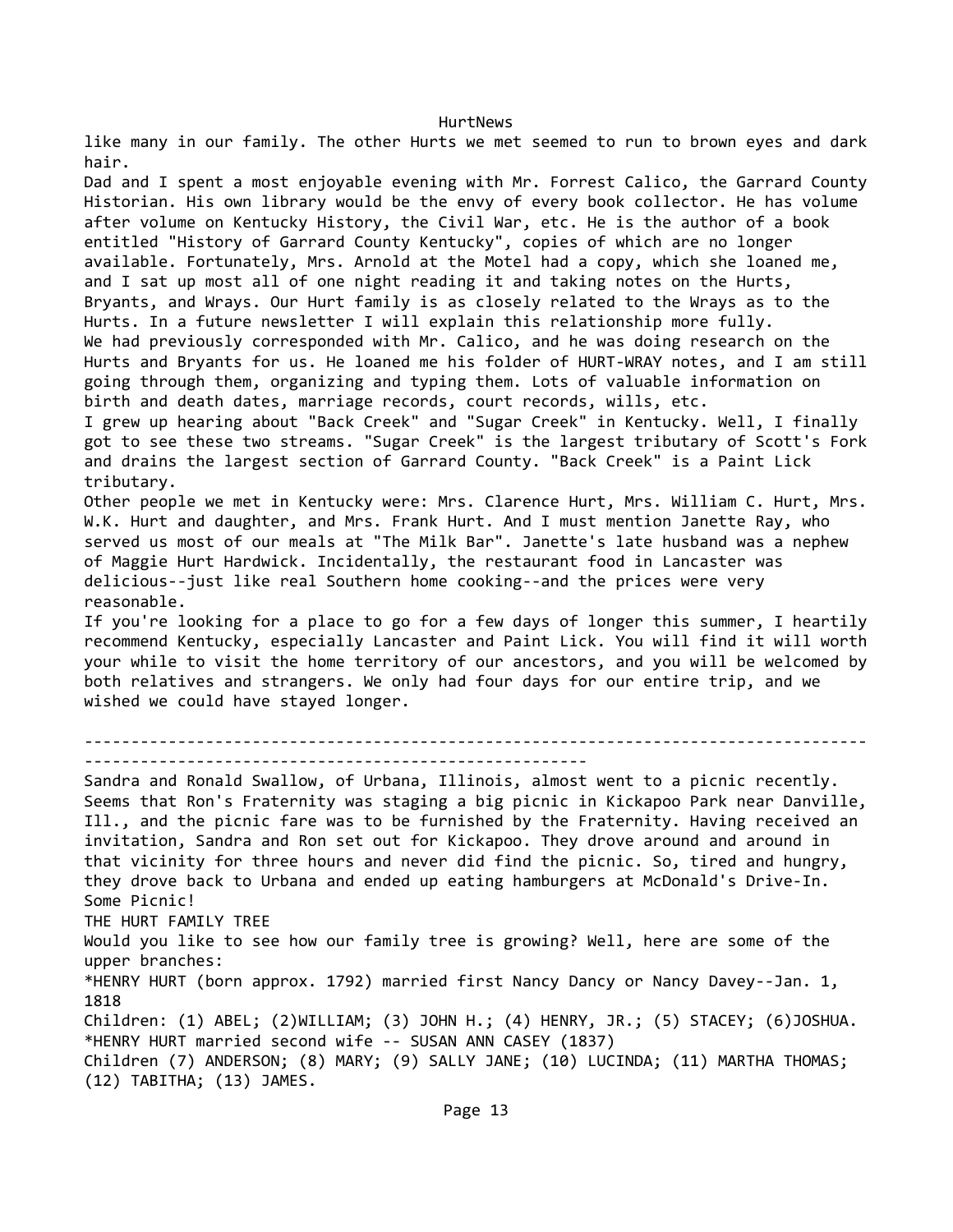like many in our family. The other Hurts we met seemed to run to brown eyes and dark hair.

Dad and I spent a most enjoyable evening with Mr. Forrest Calico, the Garrard County Historian. His own library would be the envy of every book collector. He has volume after volume on Kentucky History, the Civil War, etc. He is the author of a book entitled "History of Garrard County Kentucky", copies of which are no longer available. Fortunately, Mrs. Arnold at the Motel had a copy, which she loaned me, and I sat up most all of one night reading it and taking notes on the Hurts, Bryants, and Wrays. Our Hurt family is as closely related to the Wrays as to the Hurts. In a future newsletter I will explain this relationship more fully.

We had previously corresponded with Mr. Calico, and he was doing research on the Hurts and Bryants for us. He loaned me his folder of HURT-WRAY notes, and I am still going through them, organizing and typing them. Lots of valuable information on birth and death dates, marriage records, court records, wills, etc.

I grew up hearing about "Back Creek" and "Sugar Creek" in Kentucky. Well, I finally got to see these two streams. "Sugar Creek" is the largest tributary of Scott's Fork and drains the largest section of Garrard County. "Back Creek" is a Paint Lick tributary.

Other people we met in Kentucky were: Mrs. Clarence Hurt, Mrs. William C. Hurt, Mrs. W.K. Hurt and daughter, and Mrs. Frank Hurt. And I must mention Janette Ray, who served us most of our meals at "The Milk Bar". Janette's late husband was a nephew of Maggie Hurt Hardwick. Incidentally, the restaurant food in Lancaster was delicious--just like real Southern home cooking--and the prices were very reasonable.

If you're looking for a place to go for a few days of longer this summer, I heartily recommend Kentucky, especially Lancaster and Paint Lick. You will find it will worth your while to visit the home territory of our ancestors, and you will be welcomed by both relatives and strangers. We only had four days for our entire trip, and we wished we could have stayed longer.

---

Sandra and Ronald Swallow, of Urbana, Illinois, almost went to a picnic recently. Seems that Ron's Fraternity was staging a big picnic in Kickapoo Park near Danville, Ill., and the picnic fare was to be furnished by the Fraternity. Having received an invitation, Sandra and Ron set out for Kickapoo. They drove around and around in that vicinity for three hours and never did find the picnic. So, tired and hungry, they drove back to Urbana and ended up eating hamburgers at McDonald's Drive-In. Some Picnic!

THE HURT FAMILY TREE

Would you like to see how our family tree is growing? Well, here are some of the upper branches:

*HENRY HURT (born approx. 1792) married first Nancy Dancy or Nancy Davey--Jan. 1, 1818

Children: (1) ABEL; (2)WILLIAM; (3) JOHN H.; (4) HENRY, JR.; (5) STACEY; (6)JOSHUA.

*HENRY HURT married second wife -- SUSAN ANN CASEY (1837)

Children (7) ANDERSON; (8) MARY; (9) SALLY JANE; (10) LUCINDA; (11) MARTHA THOMAS; (12) TABITHA; (13) JAMES.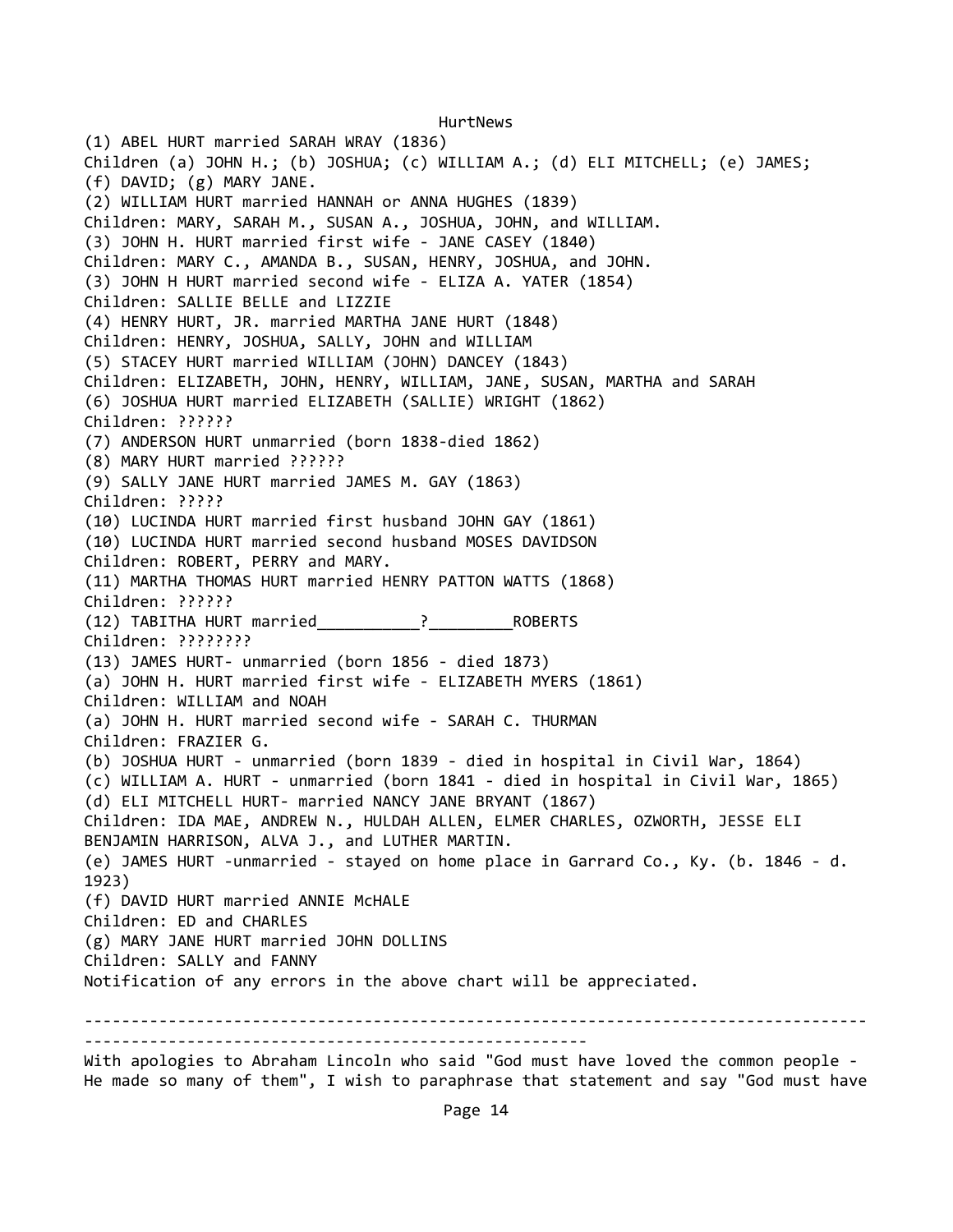(1) ABEL HURT married SARAH WRAY (1836)
Children (a) JOHN H.; (b) JOSHUA; (c) WILLIAM A.; (d) ELI MITCHELL; (e) JAMES; (f) DAVID; (g) MARY JANE.
(2) WILLIAM HURT married HANNAH or ANNA HUGHES (1839)
Children: MARY, SARAH M., SUSAN A., JOSHUA, JOHN, and WILLIAM.
(3) JOHN H. HURT married first wife - JANE CASEY (1840)
Children: MARY C., AMANDA B., SUSAN, HENRY, JOSHUA, and JOHN.
(3) JOHN H HURT married second wife - ELIZA A. YATER (1854)
Children: SALLIE BELLE and LIZZIE
(4) HENRY HURT, JR. married MARTHA JANE HURT (1848)
Children: HENRY, JOSHUA, SALLY, JOHN and WILLIAM
(5) STACEY HURT married WILLIAM (JOHN) DANCEY (1843)
Children: ELIZABETH, JOHN, HENRY, WILLIAM, JANE, SUSAN, MARTHA and SARAH
(6) JOSHUA HURT married ELIZABETH (SALLIE) WRIGHT (1862)
Children: ??????
(7) ANDERSON HURT unmarried (born 1838-died 1862)
(8) MARY HURT married ??????
(9) SALLY JANE HURT married JAMES M. GAY (1863)
Children: ?????
(10) LUCINDA HURT married first husband JOHN GAY (1861)
(10) LUCINDA HURT married second husband MOSES DAVIDSON
Children: ROBERT, PERRY and MARY.
(11) MARTHA THOMAS HURT married HENRY PATTON WATTS (1868)
Children: ??????
(12) TABITHA HURT married___________?_________ROBERTS
Children: ????????
(13) JAMES HURT- unmarried (born 1856 - died 1873)
(a) JOHN H. HURT married first wife - ELIZABETH MYERS (1861)
Children: WILLIAM and NOAH
(a) JOHN H. HURT married second wife - SARAH C. THURMAN
Children: FRAZIER G.
(b) JOSHUA HURT - unmarried (born 1839 - died in hospital in Civil War, 1864)
(c) WILLIAM A. HURT - unmarried (born 1841 - died in hospital in Civil War, 1865)
(d) ELI MITCHELL HURT- married NANCY JANE BRYANT (1867)
Children: IDA MAE, ANDREW N., HULDAH ALLEN, ELMER CHARLES, OZWORTH, JESSE ELI BENJAMIN HARRISON, ALVA J., and LUTHER MARTIN.
(e) JAMES HURT -unmarried - stayed on home place in Garrard Co., Ky. (b. 1846 - d. 1923)
(f) DAVID HURT married ANNIE McHALE
Children: ED and CHARLES
(g) MARY JANE HURT married JOHN DOLLINS
Children: SALLY and FANNY
Notification of any errors in the above chart will be appreciated.

---

With apologies to Abraham Lincoln who said "God must have loved the common people - He made so many of them", I wish to paraphrase that statement and say "God must have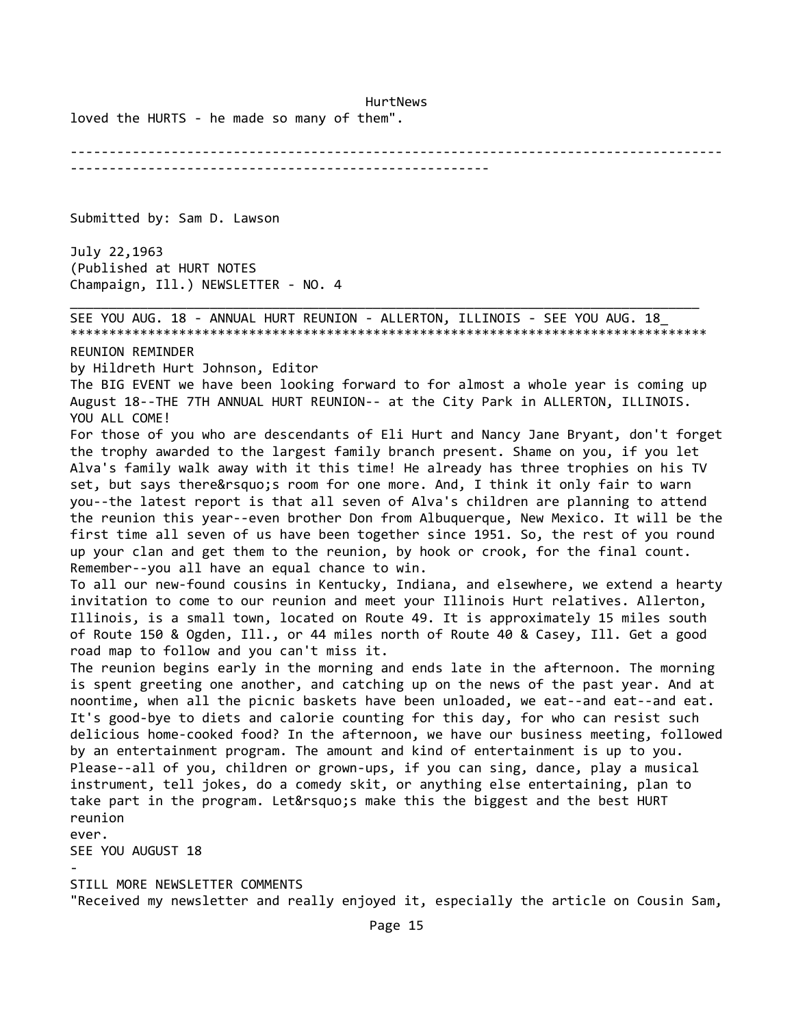loved the HURTS - he made so many of them".

---

Submitted by: Sam D. Lawson

July 22,1963
(Published at HURT NOTES
Champaign, Ill.) NEWSLETTER - NO. 4

---

SEE YOU AUG. 18 - ANNUAL HURT REUNION - ALLERTON, ILLINOIS - SEE YOU AUG. 18_

***********************************************************************************

## REUNION REMINDER

by Hildreth Hurt Johnson, Editor

The BIG EVENT we have been looking forward to for almost a whole year is coming up August 18--THE 7TH ANNUAL HURT REUNION-- at the City Park in ALLERTON, ILLINOIS. YOU ALL COME!

For those of you who are descendants of Eli Hurt and Nancy Jane Bryant, don't forget the trophy awarded to the largest family branch present. Shame on you, if you let Alva's family walk away with it this time! He already has three trophies on his TV set, but says there&rsquo;s room for one more. And, I think it only fair to warn you--the latest report is that all seven of Alva's children are planning to attend the reunion this year--even brother Don from Albuquerque, New Mexico. It will be the first time all seven of us have been together since 1951. So, the rest of you round up your clan and get them to the reunion, by hook or crook, for the final count. Remember--you all have an equal chance to win.

To all our new-found cousins in Kentucky, Indiana, and elsewhere, we extend a hearty invitation to come to our reunion and meet your Illinois Hurt relatives. Allerton, Illinois, is a small town, located on Route 49. It is approximately 15 miles south of Route 150 & Ogden, Ill., or 44 miles north of Route 40 & Casey, Ill. Get a good road map to follow and you can't miss it.

The reunion begins early in the morning and ends late in the afternoon. The morning is spent greeting one another, and catching up on the news of the past year. And at noontime, when all the picnic baskets have been unloaded, we eat--and eat--and eat. It's good-bye to diets and calorie counting for this day, for who can resist such delicious home-cooked food? In the afternoon, we have our business meeting, followed by an entertainment program. The amount and kind of entertainment is up to you. Please--all of you, children or grown-ups, if you can sing, dance, play a musical instrument, tell jokes, do a comedy skit, or anything else entertaining, plan to take part in the program. Let&rsquo;s make this the biggest and the best HURT reunion ever.

SEE YOU AUGUST 18

-

## STILL MORE NEWSLETTER COMMENTS

"Received my newsletter and really enjoyed it, especially the article on Cousin Sam,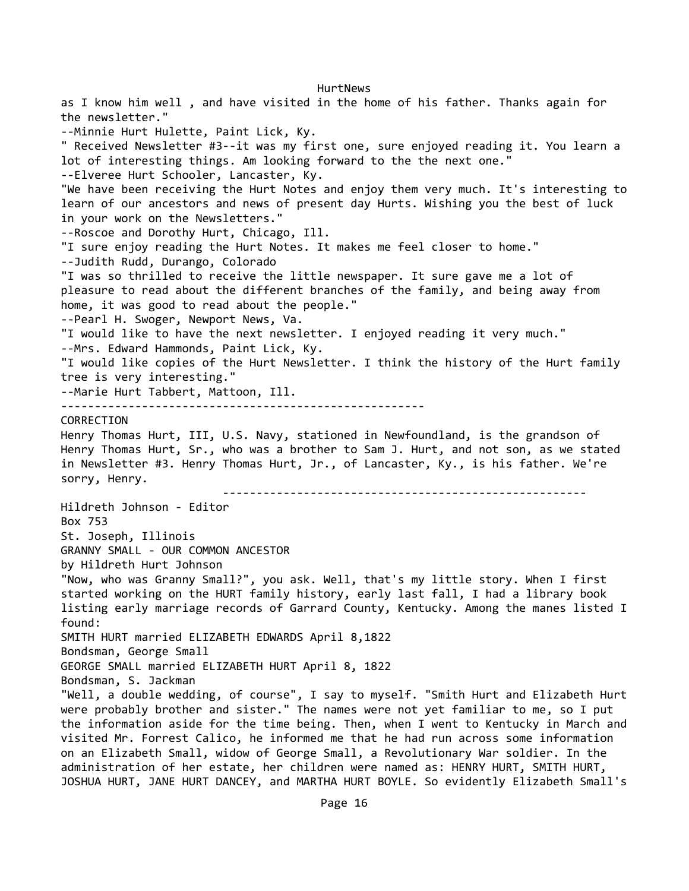as I know him well , and have visited in the home of his father. Thanks again for the newsletter."

--Minnie Hurt Hulette, Paint Lick, Ky.

" Received Newsletter #3--it was my first one, sure enjoyed reading it. You learn a lot of interesting things. Am looking forward to the the next one."

--Elveree Hurt Schooler, Lancaster, Ky.

"We have been receiving the Hurt Notes and enjoy them very much. It's interesting to learn of our ancestors and news of present day Hurts. Wishing you the best of luck in your work on the Newsletters."

--Roscoe and Dorothy Hurt, Chicago, Ill.

"I sure enjoy reading the Hurt Notes. It makes me feel closer to home."

--Judith Rudd, Durango, Colorado

"I was so thrilled to receive the little newspaper. It sure gave me a lot of pleasure to read about the different branches of the family, and being away from home, it was good to read about the people."

--Pearl H. Swoger, Newport News, Va.

"I would like to have the next newsletter. I enjoyed reading it very much."

--Mrs. Edward Hammonds, Paint Lick, Ky.

"I would like copies of the Hurt Newsletter. I think the history of the Hurt family tree is very interesting."

--Marie Hurt Tabbert, Mattoon, Ill.

-----------------------------------------------------

CORRECTION

Henry Thomas Hurt, III, U.S. Navy, stationed in Newfoundland, is the grandson of Henry Thomas Hurt, Sr., who was a brother to Sam J. Hurt, and not son, as we stated in Newsletter #3. Henry Thomas Hurt, Jr., of Lancaster, Ky., is his father. We're sorry, Henry.

-----------------------------------------------------

Hildreth Johnson - Editor
Box 753
St. Joseph, Illinois

GRANNY SMALL - OUR COMMON ANCESTOR

by Hildreth Hurt Johnson

"Now, who was Granny Small?", you ask. Well, that's my little story. When I first started working on the HURT family history, early last fall, I had a library book listing early marriage records of Garrard County, Kentucky. Among the manes listed I found:

SMITH HURT married ELIZABETH EDWARDS April 8,1822
Bondsman, George Small

GEORGE SMALL married ELIZABETH HURT April 8, 1822
Bondsman, S. Jackman

"Well, a double wedding, of course", I say to myself. "Smith Hurt and Elizabeth Hurt were probably brother and sister." The names were not yet familiar to me, so I put the information aside for the time being. Then, when I went to Kentucky in March and visited Mr. Forrest Calico, he informed me that he had run across some information on an Elizabeth Small, widow of George Small, a Revolutionary War soldier. In the administration of her estate, her children were named as: HENRY HURT, SMITH HURT, JOSHUA HURT, JANE HURT DANCEY, and MARTHA HURT BOYLE. So evidently Elizabeth Small's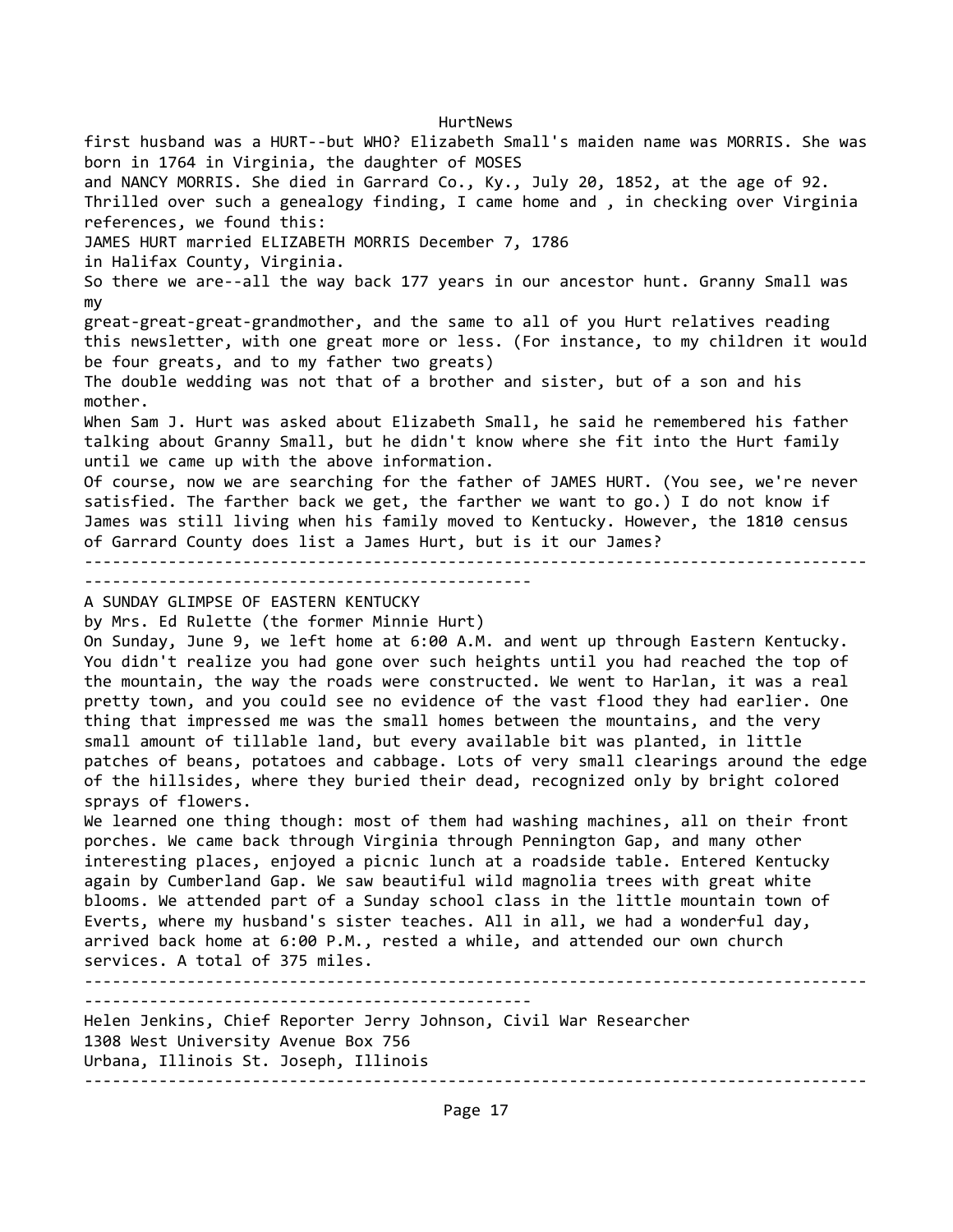first husband was a HURT--but WHO? Elizabeth Small's maiden name was MORRIS. She was born in 1764 in Virginia, the daughter of MOSES and NANCY MORRIS. She died in Garrard Co., Ky., July 20, 1852, at the age of 92.

Thrilled over such a genealogy finding, I came home and , in checking over Virginia references, we found this:

JAMES HURT married ELIZABETH MORRIS December 7, 1786 in Halifax County, Virginia.

So there we are--all the way back 177 years in our ancestor hunt. Granny Small was my great-great-great-grandmother, and the same to all of you Hurt relatives reading this newsletter, with one great more or less. (For instance, to my children it would be four greats, and to my father two greats)

The double wedding was not that of a brother and sister, but of a son and his mother.

When Sam J. Hurt was asked about Elizabeth Small, he said he remembered his father talking about Granny Small, but he didn't know where she fit into the Hurt family until we came up with the above information.

Of course, now we are searching for the father of JAMES HURT. (You see, we're never satisfied. The farther back we get, the farther we want to go.) I do not know if James was still living when his family moved to Kentucky. However, the 1810 census of Garrard County does list a James Hurt, but is it our James?

---

## A SUNDAY GLIMPSE OF EASTERN KENTUCKY

by Mrs. Ed Rulette (the former Minnie Hurt)

On Sunday, June 9, we left home at 6:00 A.M. and went up through Eastern Kentucky. You didn't realize you had gone over such heights until you had reached the top of the mountain, the way the roads were constructed. We went to Harlan, it was a real pretty town, and you could see no evidence of the vast flood they had earlier. One thing that impressed me was the small homes between the mountains, and the very small amount of tillable land, but every available bit was planted, in little patches of beans, potatoes and cabbage. Lots of very small clearings around the edge of the hillsides, where they buried their dead, recognized only by bright colored sprays of flowers.

We learned one thing though: most of them had washing machines, all on their front porches. We came back through Virginia through Pennington Gap, and many other interesting places, enjoyed a picnic lunch at a roadside table. Entered Kentucky again by Cumberland Gap. We saw beautiful wild magnolia trees with great white blooms. We attended part of a Sunday school class in the little mountain town of Everts, where my husband's sister teaches. All in all, we had a wonderful day, arrived back home at 6:00 P.M., rested a while, and attended our own church services. A total of 375 miles.

---

Helen Jenkins, Chief Reporter Jerry Johnson, Civil War Researcher
1308 West University Avenue Box 756
Urbana, Illinois St. Joseph, Illinois

---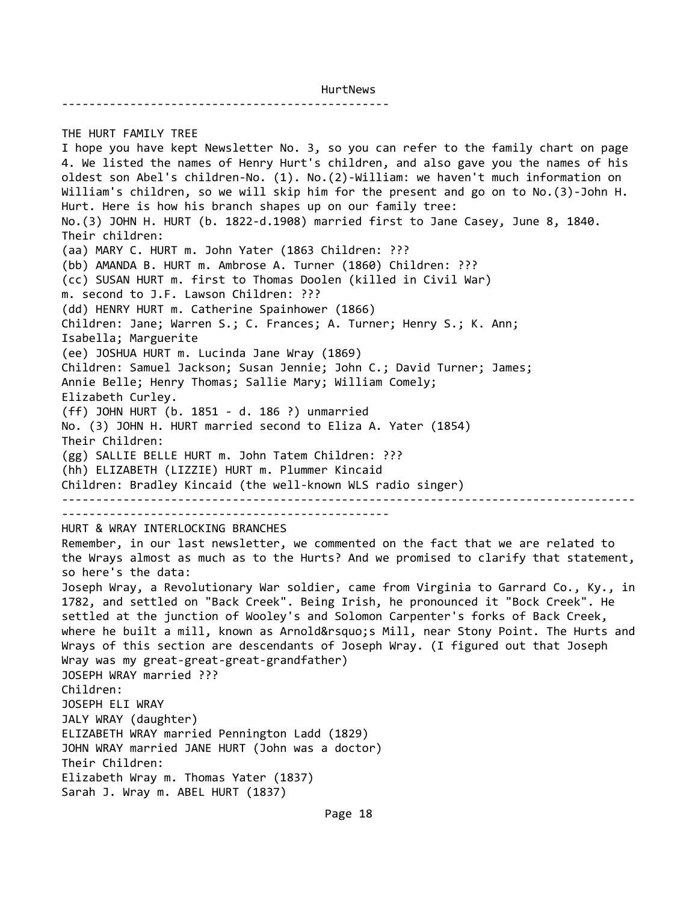## THE HURT FAMILY TREE

I hope you have kept Newsletter No. 3, so you can refer to the family chart on page 4. We listed the names of Henry Hurt's children, and also gave you the names of his oldest son Abel's children-No. (1). No.(2)-William: we haven't much information on William's children, so we will skip him for the present and go on to No.(3)-John H. Hurt. Here is how his branch shapes up on our family tree:

No.(3) JOHN H. HURT (b. 1822-d.1908) married first to Jane Casey, June 8, 1840.
Their children:

(aa) MARY C. HURT m. John Yater (1863 Children: ???

(bb) AMANDA B. HURT m. Ambrose A. Turner (1860) Children: ???

(cc) SUSAN HURT m. first to Thomas Doolen (killed in Civil War)
m. second to J.F. Lawson Children: ???

(dd) HENRY HURT m. Catherine Spainhower (1866)
Children: Jane; Warren S.; C. Frances; A. Turner; Henry S.; K. Ann; Isabella; Marguerite

(ee) JOSHUA HURT m. Lucinda Jane Wray (1869)
Children: Samuel Jackson; Susan Jennie; John C.; David Turner; James; Annie Belle; Henry Thomas; Sallie Mary; William Comely; Elizabeth Curley.

(ff) JOHN HURT (b. 1851 - d. 186 ?) unmarried

No. (3) JOHN H. HURT married second to Eliza A. Yater (1854)
Their Children:

(gg) SALLIE BELLE HURT m. John Tatem Children: ???

(hh) ELIZABETH (LIZZIE) HURT m. Plummer Kincaid
Children: Bradley Kincaid (the well-known WLS radio singer)

---

## HURT & WRAY INTERLOCKING BRANCHES

Remember, in our last newsletter, we commented on the fact that we are related to the Wrays almost as much as to the Hurts? And we promised to clarify that statement, so here's the data:

Joseph Wray, a Revolutionary War soldier, came from Virginia to Garrard Co., Ky., in 1782, and settled on "Back Creek". Being Irish, he pronounced it "Bock Creek". He settled at the junction of Wooley's and Solomon Carpenter's forks of Back Creek, where he built a mill, known as Arnold&rsquo;s Mill, near Stony Point. The Hurts and Wrays of this section are descendants of Joseph Wray. (I figured out that Joseph Wray was my great-great-great-grandfather)

JOSEPH WRAY married ???
Children:
JOSEPH ELI WRAY
JALY WRAY (daughter)
ELIZABETH WRAY married Pennington Ladd (1829)
JOHN WRAY married JANE HURT (John was a doctor)
Their Children:
Elizabeth Wray m. Thomas Yater (1837)
Sarah J. Wray m. ABEL HURT (1837)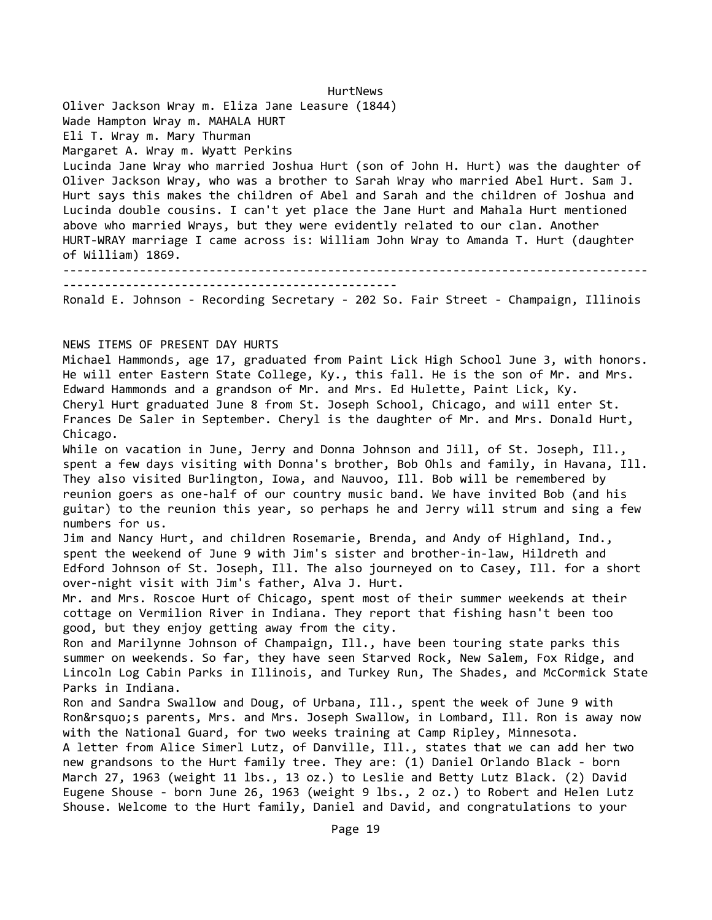Oliver Jackson Wray m. Eliza Jane Leasure (1844)
Wade Hampton Wray m. MAHALA HURT
Eli T. Wray m. Mary Thurman
Margaret A. Wray m. Wyatt Perkins
Lucinda Jane Wray who married Joshua Hurt (son of John H. Hurt) was the daughter of Oliver Jackson Wray, who was a brother to Sarah Wray who married Abel Hurt. Sam J. Hurt says this makes the children of Abel and Sarah and the children of Joshua and Lucinda double cousins. I can't yet place the Jane Hurt and Mahala Hurt mentioned above who married Wrays, but they were evidently related to our clan. Another HURT-WRAY marriage I came across is: William John Wray to Amanda T. Hurt (daughter of William) 1869.

---

Ronald E. Johnson - Recording Secretary - 202 So. Fair Street - Champaign, Illinois

NEWS ITEMS OF PRESENT DAY HURTS

Michael Hammonds, age 17, graduated from Paint Lick High School June 3, with honors. He will enter Eastern State College, Ky., this fall. He is the son of Mr. and Mrs. Edward Hammonds and a grandson of Mr. and Mrs. Ed Hulette, Paint Lick, Ky.

Cheryl Hurt graduated June 8 from St. Joseph School, Chicago, and will enter St. Frances De Saler in September. Cheryl is the daughter of Mr. and Mrs. Donald Hurt, Chicago.

While on vacation in June, Jerry and Donna Johnson and Jill, of St. Joseph, Ill., spent a few days visiting with Donna's brother, Bob Ohls and family, in Havana, Ill. They also visited Burlington, Iowa, and Nauvoo, Ill. Bob will be remembered by reunion goers as one-half of our country music band. We have invited Bob (and his guitar) to the reunion this year, so perhaps he and Jerry will strum and sing a few numbers for us.

Jim and Nancy Hurt, and children Rosemarie, Brenda, and Andy of Highland, Ind., spent the weekend of June 9 with Jim's sister and brother-in-law, Hildreth and Edford Johnson of St. Joseph, Ill. The also journeyed on to Casey, Ill. for a short over-night visit with Jim's father, Alva J. Hurt.

Mr. and Mrs. Roscoe Hurt of Chicago, spent most of their summer weekends at their cottage on Vermilion River in Indiana. They report that fishing hasn't been too good, but they enjoy getting away from the city.

Ron and Marilynne Johnson of Champaign, Ill., have been touring state parks this summer on weekends. So far, they have seen Starved Rock, New Salem, Fox Ridge, and Lincoln Log Cabin Parks in Illinois, and Turkey Run, The Shades, and McCormick State Parks in Indiana.

Ron and Sandra Swallow and Doug, of Urbana, Ill., spent the week of June 9 with Ron&rsquo;s parents, Mrs. and Mrs. Joseph Swallow, in Lombard, Ill. Ron is away now with the National Guard, for two weeks training at Camp Ripley, Minnesota.

A letter from Alice Simerl Lutz, of Danville, Ill., states that we can add her two new grandsons to the Hurt family tree. They are: (1) Daniel Orlando Black - born March 27, 1963 (weight 11 lbs., 13 oz.) to Leslie and Betty Lutz Black. (2) David Eugene Shouse - born June 26, 1963 (weight 9 lbs., 2 oz.) to Robert and Helen Lutz Shouse. Welcome to the Hurt family, Daniel and David, and congratulations to your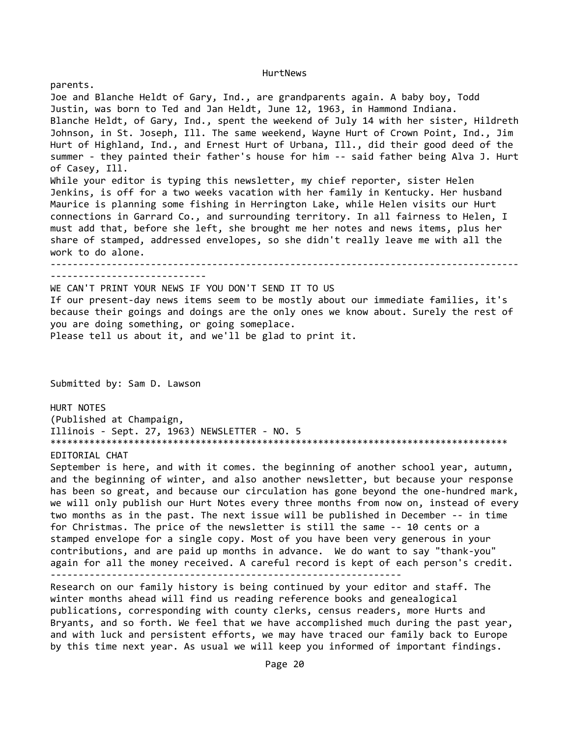parents.
Joe and Blanche Heldt of Gary, Ind., are grandparents again. A baby boy, Todd Justin, was born to Ted and Jan Heldt, June 12, 1963, in Hammond Indiana.
Blanche Heldt, of Gary, Ind., spent the weekend of July 14 with her sister, Hildreth Johnson, in St. Joseph, Ill. The same weekend, Wayne Hurt of Crown Point, Ind., Jim Hurt of Highland, Ind., and Ernest Hurt of Urbana, Ill., did their good deed of the summer - they painted their father's house for him -- said father being Alva J. Hurt of Casey, Ill.
While your editor is typing this newsletter, my chief reporter, sister Helen Jenkins, is off for a two weeks vacation with her family in Kentucky. Her husband Maurice is planning some fishing in Herrington Lake, while Helen visits our Hurt connections in Garrard Co., and surrounding territory. In all fairness to Helen, I must add that, before she left, she brought me her notes and news items, plus her share of stamped, addressed envelopes, so she didn't really leave me with all the work to do alone.

---

WE CAN'T PRINT YOUR NEWS IF YOU DON'T SEND IT TO US
If our present-day news items seem to be mostly about our immediate families, it's because their goings and doings are the only ones we know about. Surely the rest of you are doing something, or going someplace.
Please tell us about it, and we'll be glad to print it.

Submitted by: Sam D. Lawson

HURT NOTES
(Published at Champaign,
Illinois - Sept. 27, 1963) NEWSLETTER - NO. 5
***********************************************************************************
EDITORIAL CHAT
September is here, and with it comes. the beginning of another school year, autumn, and the beginning of winter, and also another newsletter, but because your response has been so great, and because our circulation has gone beyond the one-hundred mark, we will only publish our Hurt Notes every three months from now on, instead of every two months as in the past. The next issue will be published in December -- in time for Christmas. The price of the newsletter is still the same -- 10 cents or a stamped envelope for a single copy. Most of you have been very generous in your contributions, and are paid up months in advance. We do want to say "thank-you" again for all the money received. A careful record is kept of each person's credit.

---

Research on our family history is being continued by your editor and staff. The winter months ahead will find us reading reference books and genealogical publications, corresponding with county clerks, census readers, more Hurts and Bryants, and so forth. We feel that we have accomplished much during the past year, and with luck and persistent efforts, we may have traced our family back to Europe by this time next year. As usual we will keep you informed of important findings.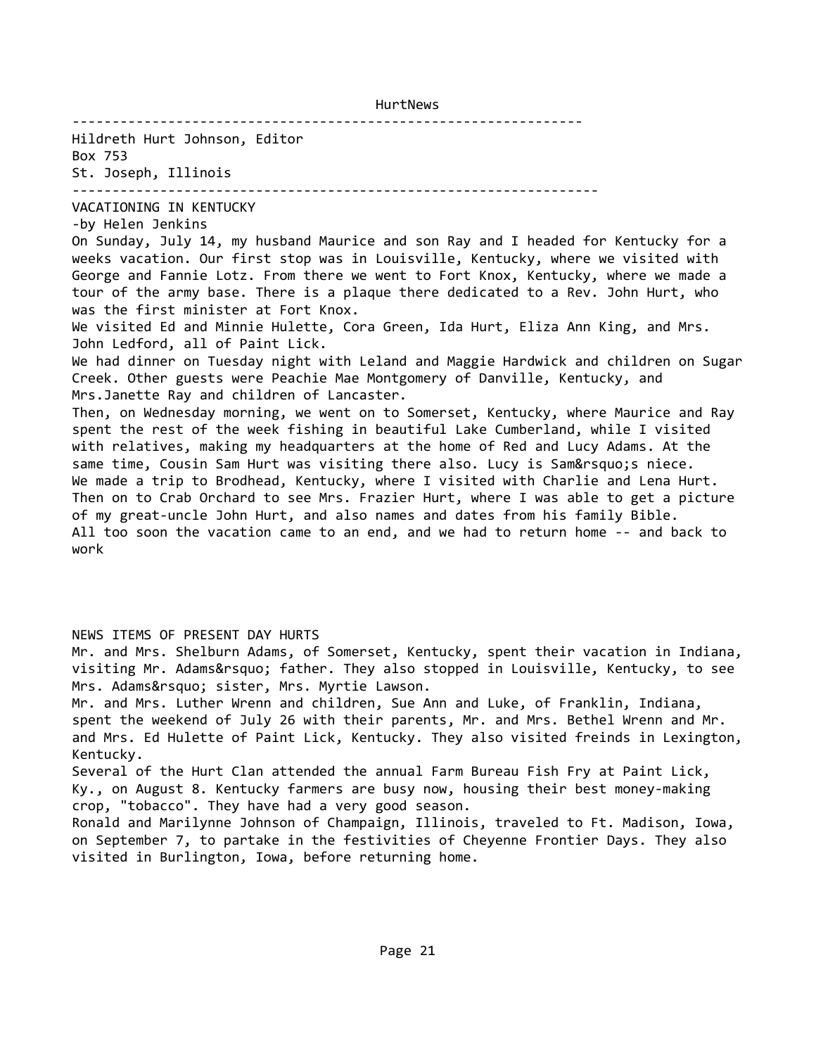HurtNews

---

Hildreth Hurt Johnson, Editor
Box 753
St. Joseph, Illinois

---

## VACATIONING IN KENTUCKY

-by Helen Jenkins

On Sunday, July 14, my husband Maurice and son Ray and I headed for Kentucky for a weeks vacation. Our first stop was in Louisville, Kentucky, where we visited with George and Fannie Lotz. From there we went to Fort Knox, Kentucky, where we made a tour of the army base. There is a plaque there dedicated to a Rev. John Hurt, who was the first minister at Fort Knox.

We visited Ed and Minnie Hulette, Cora Green, Ida Hurt, Eliza Ann King, and Mrs. John Ledford, all of Paint Lick.

We had dinner on Tuesday night with Leland and Maggie Hardwick and children on Sugar Creek. Other guests were Peachie Mae Montgomery of Danville, Kentucky, and Mrs.Janette Ray and children of Lancaster.

Then, on Wednesday morning, we went on to Somerset, Kentucky, where Maurice and Ray spent the rest of the week fishing in beautiful Lake Cumberland, while I visited with relatives, making my headquarters at the home of Red and Lucy Adams. At the same time, Cousin Sam Hurt was visiting there also. Lucy is Sam&rsquo;s niece.

We made a trip to Brodhead, Kentucky, where I visited with Charlie and Lena Hurt. Then on to Crab Orchard to see Mrs. Frazier Hurt, where I was able to get a picture of my great-uncle John Hurt, and also names and dates from his family Bible.

All too soon the vacation came to an end, and we had to return home -- and back to work

## NEWS ITEMS OF PRESENT DAY HURTS

Mr. and Mrs. Shelburn Adams, of Somerset, Kentucky, spent their vacation in Indiana, visiting Mr. Adams&rsquo; father. They also stopped in Louisville, Kentucky, to see Mrs. Adams&rsquo; sister, Mrs. Myrtie Lawson.

Mr. and Mrs. Luther Wrenn and children, Sue Ann and Luke, of Franklin, Indiana, spent the weekend of July 26 with their parents, Mr. and Mrs. Bethel Wrenn and Mr. and Mrs. Ed Hulette of Paint Lick, Kentucky. They also visited freinds in Lexington, Kentucky.

Several of the Hurt Clan attended the annual Farm Bureau Fish Fry at Paint Lick, Ky., on August 8. Kentucky farmers are busy now, housing their best money-making crop, "tobacco". They have had a very good season.

Ronald and Marilynne Johnson of Champaign, Illinois, traveled to Ft. Madison, Iowa, on September 7, to partake in the festivities of Cheyenne Frontier Days. They also visited in Burlington, Iowa, before returning home.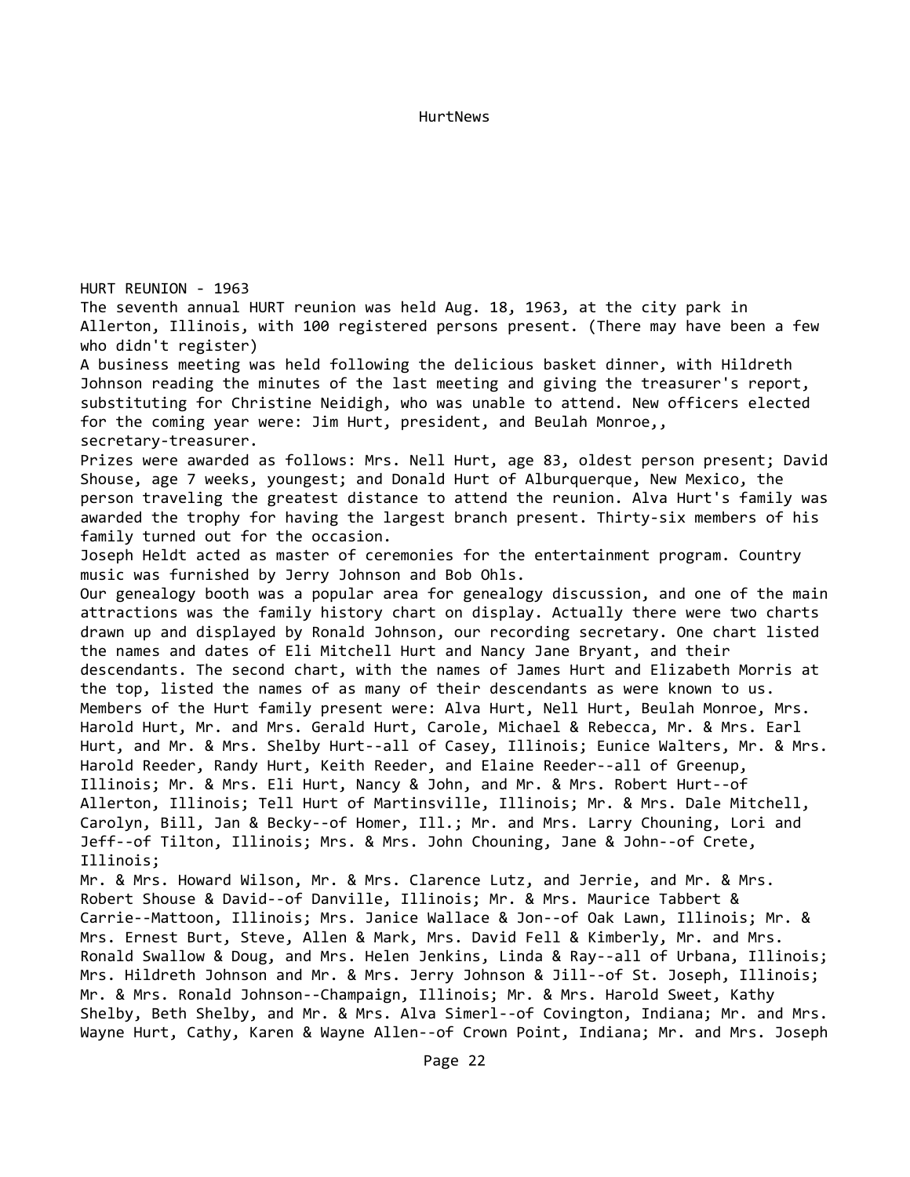## HURT REUNION - 1963

The seventh annual HURT reunion was held Aug. 18, 1963, at the city park in Allerton, Illinois, with 100 registered persons present. (There may have been a few who didn't register)

A business meeting was held following the delicious basket dinner, with Hildreth Johnson reading the minutes of the last meeting and giving the treasurer's report, substituting for Christine Neidigh, who was unable to attend. New officers elected for the coming year were: Jim Hurt, president, and Beulah Monroe,, secretary-treasurer.

Prizes were awarded as follows: Mrs. Nell Hurt, age 83, oldest person present; David Shouse, age 7 weeks, youngest; and Donald Hurt of Alburquerque, New Mexico, the person traveling the greatest distance to attend the reunion. Alva Hurt's family was awarded the trophy for having the largest branch present. Thirty-six members of his family turned out for the occasion.

Joseph Heldt acted as master of ceremonies for the entertainment program. Country music was furnished by Jerry Johnson and Bob Ohls.

Our genealogy booth was a popular area for genealogy discussion, and one of the main attractions was the family history chart on display. Actually there were two charts drawn up and displayed by Ronald Johnson, our recording secretary. One chart listed the names and dates of Eli Mitchell Hurt and Nancy Jane Bryant, and their descendants. The second chart, with the names of James Hurt and Elizabeth Morris at the top, listed the names of as many of their descendants as were known to us.

Members of the Hurt family present were: Alva Hurt, Nell Hurt, Beulah Monroe, Mrs. Harold Hurt, Mr. and Mrs. Gerald Hurt, Carole, Michael & Rebecca, Mr. & Mrs. Earl Hurt, and Mr. & Mrs. Shelby Hurt--all of Casey, Illinois; Eunice Walters, Mr. & Mrs. Harold Reeder, Randy Hurt, Keith Reeder, and Elaine Reeder--all of Greenup, Illinois; Mr. & Mrs. Eli Hurt, Nancy & John, and Mr. & Mrs. Robert Hurt--of Allerton, Illinois; Tell Hurt of Martinsville, Illinois; Mr. & Mrs. Dale Mitchell, Carolyn, Bill, Jan & Becky--of Homer, Ill.; Mr. and Mrs. Larry Chouning, Lori and Jeff--of Tilton, Illinois; Mrs. & Mrs. John Chouning, Jane & John--of Crete, Illinois;

Mr. & Mrs. Howard Wilson, Mr. & Mrs. Clarence Lutz, and Jerrie, and Mr. & Mrs. Robert Shouse & David--of Danville, Illinois; Mr. & Mrs. Maurice Tabbert & Carrie--Mattoon, Illinois; Mrs. Janice Wallace & Jon--of Oak Lawn, Illinois; Mr. & Mrs. Ernest Burt, Steve, Allen & Mark, Mrs. David Fell & Kimberly, Mr. and Mrs. Ronald Swallow & Doug, and Mrs. Helen Jenkins, Linda & Ray--all of Urbana, Illinois; Mrs. Hildreth Johnson and Mr. & Mrs. Jerry Johnson & Jill--of St. Joseph, Illinois; Mr. & Mrs. Ronald Johnson--Champaign, Illinois; Mr. & Mrs. Harold Sweet, Kathy Shelby, Beth Shelby, and Mr. & Mrs. Alva Simerl--of Covington, Indiana; Mr. and Mrs. Wayne Hurt, Cathy, Karen & Wayne Allen--of Crown Point, Indiana; Mr. and Mrs. Joseph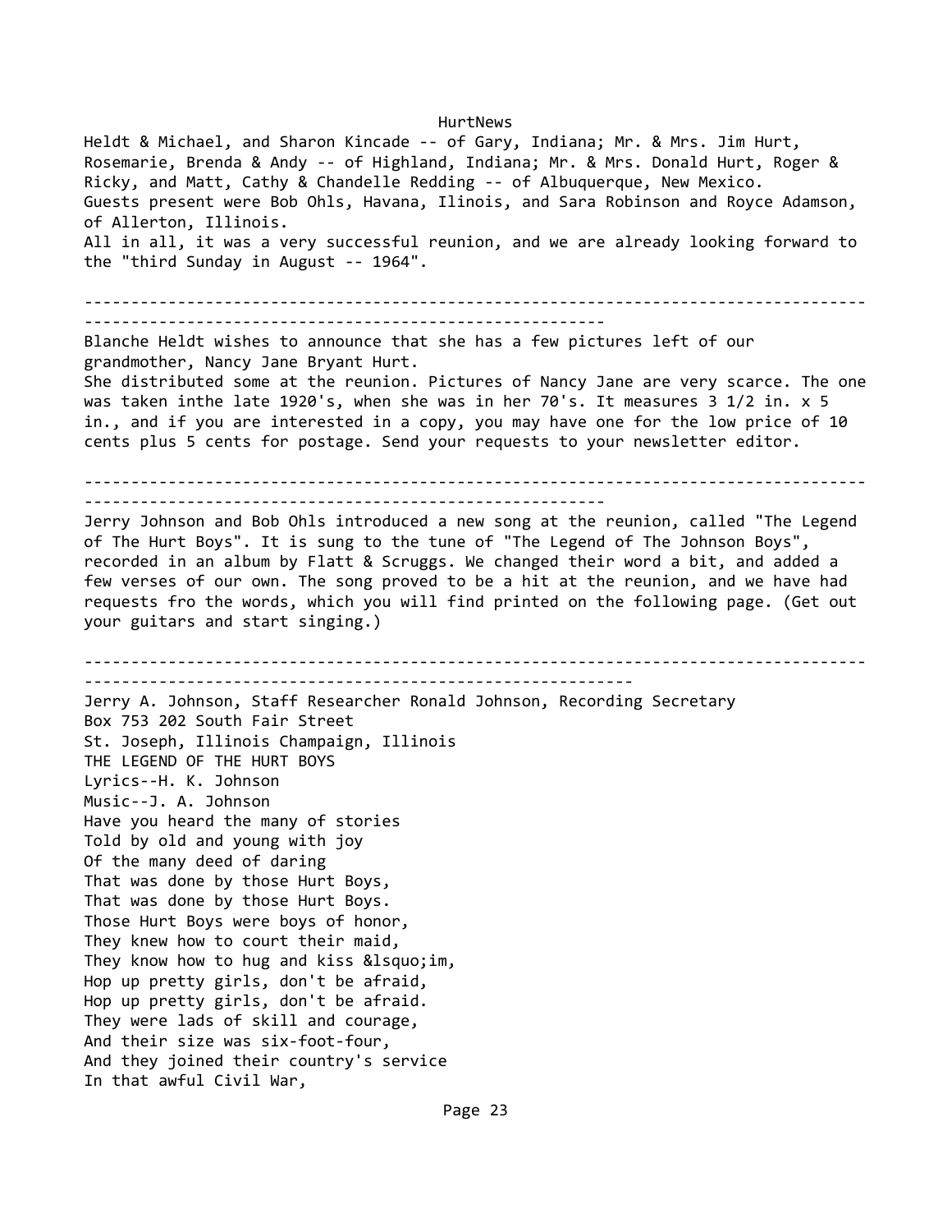Heldt & Michael, and Sharon Kincade -- of Gary, Indiana; Mr. & Mrs. Jim Hurt, Rosemarie, Brenda & Andy -- of Highland, Indiana; Mr. & Mrs. Donald Hurt, Roger & Ricky, and Matt, Cathy & Chandelle Redding -- of Albuquerque, New Mexico.
Guests present were Bob Ohls, Havana, Ilinois, and Sara Robinson and Royce Adamson, of Allerton, Illinois.
All in all, it was a very successful reunion, and we are already looking forward to the "third Sunday in August -- 1964".

---

Blanche Heldt wishes to announce that she has a few pictures left of our grandmother, Nancy Jane Bryant Hurt.
She distributed some at the reunion. Pictures of Nancy Jane are very scarce. The one was taken inthe late 1920's, when she was in her 70's. It measures 3 1/2 in. x 5 in., and if you are interested in a copy, you may have one for the low price of 10 cents plus 5 cents for postage. Send your requests to your newsletter editor.

---

Jerry Johnson and Bob Ohls introduced a new song at the reunion, called "The Legend of The Hurt Boys". It is sung to the tune of "The Legend of The Johnson Boys", recorded in an album by Flatt & Scruggs. We changed their word a bit, and added a few verses of our own. The song proved to be a hit at the reunion, and we have had requests fro the words, which you will find printed on the following page. (Get out your guitars and start singing.)

---

Jerry A. Johnson, Staff Researcher Ronald Johnson, Recording Secretary
Box 753 202 South Fair Street
St. Joseph, Illinois Champaign, Illinois
THE LEGEND OF THE HURT BOYS
Lyrics--H. K. Johnson
Music--J. A. Johnson
Have you heard the many of stories
Told by old and young with joy
Of the many deed of daring
That was done by those Hurt Boys,
That was done by those Hurt Boys.
Those Hurt Boys were boys of honor,
They knew how to court their maid,
They know how to hug and kiss &lsquo;im,
Hop up pretty girls, don't be afraid,
Hop up pretty girls, don't be afraid.
They were lads of skill and courage,
And their size was six-foot-four,
And they joined their country's service
In that awful Civil War,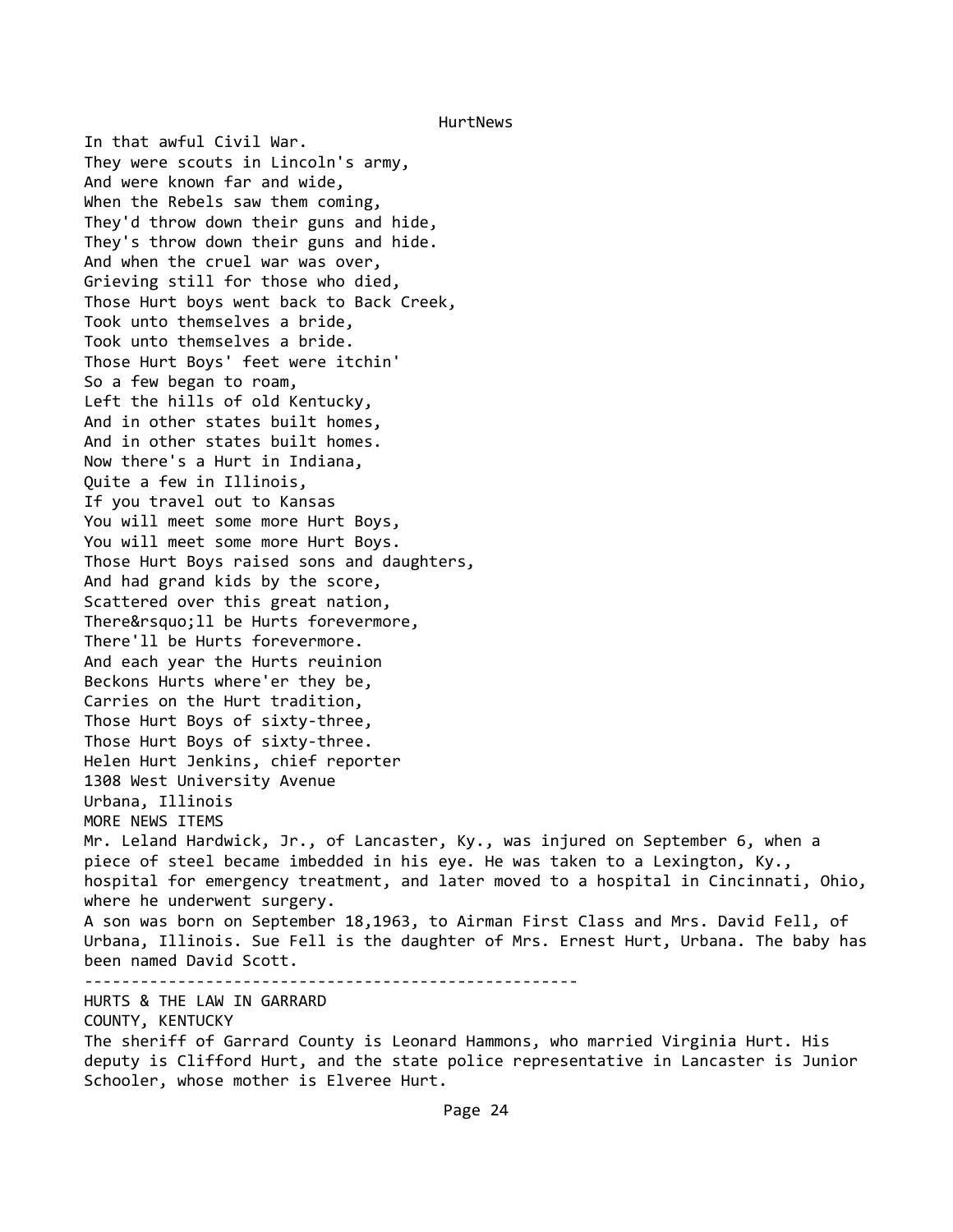In that awful Civil War.  
They were scouts in Lincoln's army,  
And were known far and wide,  
When the Rebels saw them coming,  
They'd throw down their guns and hide,  
They's throw down their guns and hide.  
And when the cruel war was over,  
Grieving still for those who died,  
Those Hurt boys went back to Back Creek,  
Took unto themselves a bride,  
Took unto themselves a bride.  
Those Hurt Boys' feet were itchin'  
So a few began to roam,  
Left the hills of old Kentucky,  
And in other states built homes,  
And in other states built homes.  
Now there's a Hurt in Indiana,  
Quite a few in Illinois,  
If you travel out to Kansas  
You will meet some more Hurt Boys,  
You will meet some more Hurt Boys.  
Those Hurt Boys raised sons and daughters,  
And had grand kids by the score,  
Scattered over this great nation,  
There&rsquo;ll be Hurts forevermore,  
There'll be Hurts forevermore.  
And each year the Hurts reuinion  
Beckons Hurts where'er they be,  
Carries on the Hurt tradition,  
Those Hurt Boys of sixty-three,  
Those Hurt Boys of sixty-three.

Helen Hurt Jenkins, chief reporter  
1308 West University Avenue  
Urbana, Illinois

## MORE NEWS ITEMS

Mr. Leland Hardwick, Jr., of Lancaster, Ky., was injured on September 6, when a piece of steel became imbedded in his eye. He was taken to a Lexington, Ky., hospital for emergency treatment, and later moved to a hospital in Cincinnati, Ohio, where he underwent surgery.

A son was born on September 18,1963, to Airman First Class and Mrs. David Fell, of Urbana, Illinois. Sue Fell is the daughter of Mrs. Ernest Hurt, Urbana. The baby has been named David Scott.

---

## HURTS & THE LAW IN GARRARD COUNTY, KENTUCKY

The sheriff of Garrard County is Leonard Hammons, who married Virginia Hurt. His deputy is Clifford Hurt, and the state police representative in Lancaster is Junior Schooler, whose mother is Elveree Hurt.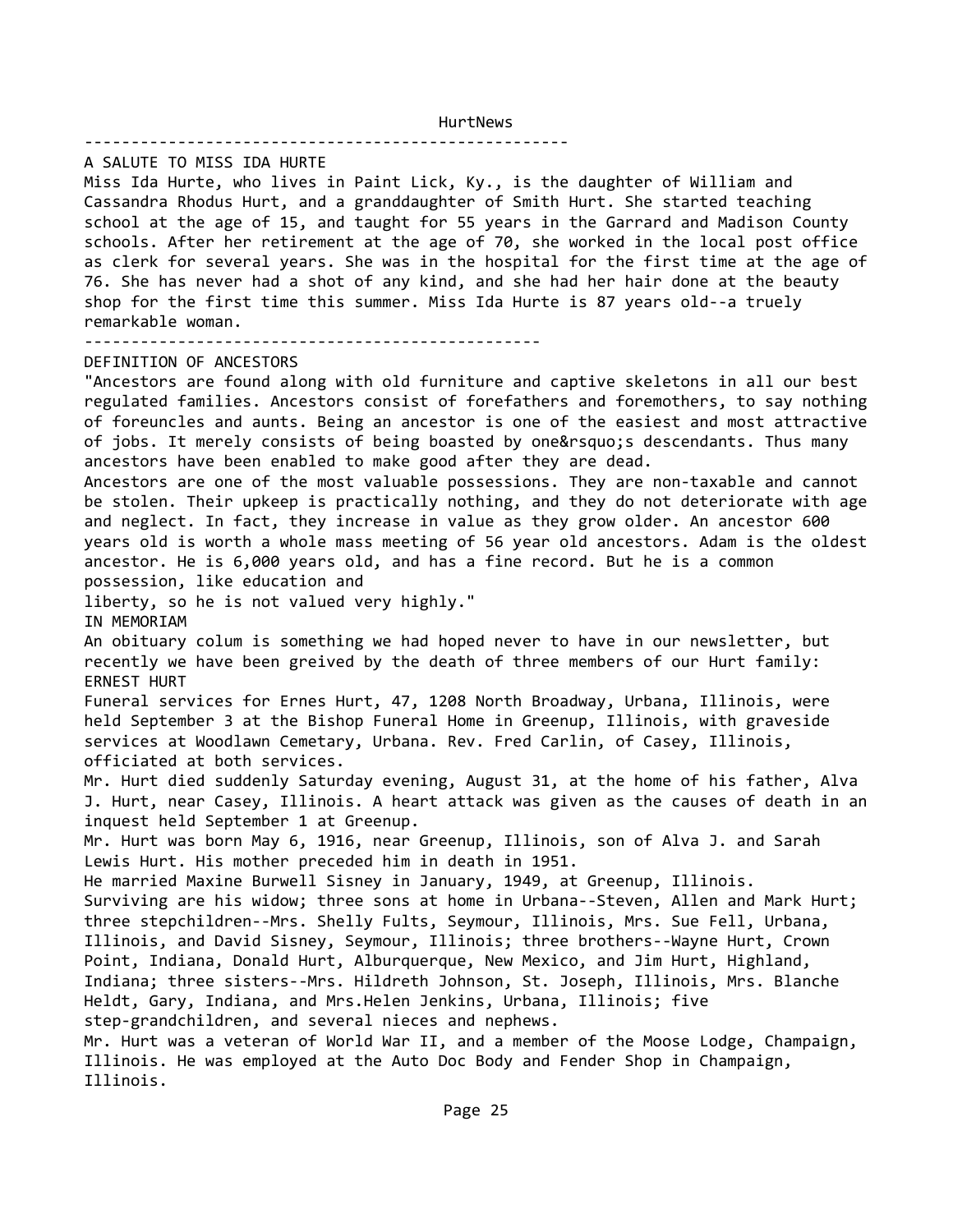---

## A SALUTE TO MISS IDA HURTE

Miss Ida Hurte, who lives in Paint Lick, Ky., is the daughter of William and Cassandra Rhodus Hurt, and a granddaughter of Smith Hurt. She started teaching school at the age of 15, and taught for 55 years in the Garrard and Madison County schools. After her retirement at the age of 70, she worked in the local post office as clerk for several years. She was in the hospital for the first time at the age of 76. She has never had a shot of any kind, and she had her hair done at the beauty shop for the first time this summer. Miss Ida Hurte is 87 years old--a truely remarkable woman.

---

## DEFINITION OF ANCESTORS

"Ancestors are found along with old furniture and captive skeletons in all our best regulated families. Ancestors consist of forefathers and foremothers, to say nothing of foreuncles and aunts. Being an ancestor is one of the easiest and most attractive of jobs. It merely consists of being boasted by one&rsquo;s descendants. Thus many ancestors have been enabled to make good after they are dead.

Ancestors are one of the most valuable possessions. They are non-taxable and cannot be stolen. Their upkeep is practically nothing, and they do not deteriorate with age and neglect. In fact, they increase in value as they grow older. An ancestor 600 years old is worth a whole mass meeting of 56 year old ancestors. Adam is the oldest ancestor. He is 6,000 years old, and has a fine record. But he is a common possession, like education and liberty, so he is not valued very highly."

## IN MEMORIAM

An obituary colum is something we had hoped never to have in our newsletter, but recently we have been greived by the death of three members of our Hurt family:

### ERNEST HURT

Funeral services for Ernes Hurt, 47, 1208 North Broadway, Urbana, Illinois, were held September 3 at the Bishop Funeral Home in Greenup, Illinois, with graveside services at Woodlawn Cemetary, Urbana. Rev. Fred Carlin, of Casey, Illinois, officiated at both services.

Mr. Hurt died suddenly Saturday evening, August 31, at the home of his father, Alva J. Hurt, near Casey, Illinois. A heart attack was given as the causes of death in an inquest held September 1 at Greenup.

Mr. Hurt was born May 6, 1916, near Greenup, Illinois, son of Alva J. and Sarah Lewis Hurt. His mother preceded him in death in 1951.

He married Maxine Burwell Sisney in January, 1949, at Greenup, Illinois.

Surviving are his widow; three sons at home in Urbana--Steven, Allen and Mark Hurt; three stepchildren--Mrs. Shelly Fults, Seymour, Illinois, Mrs. Sue Fell, Urbana, Illinois, and David Sisney, Seymour, Illinois; three brothers--Wayne Hurt, Crown Point, Indiana, Donald Hurt, Alburquerque, New Mexico, and Jim Hurt, Highland, Indiana; three sisters--Mrs. Hildreth Johnson, St. Joseph, Illinois, Mrs. Blanche Heldt, Gary, Indiana, and Mrs.Helen Jenkins, Urbana, Illinois; five step-grandchildren, and several nieces and nephews.

Mr. Hurt was a veteran of World War II, and a member of the Moose Lodge, Champaign, Illinois. He was employed at the Auto Doc Body and Fender Shop in Champaign, Illinois.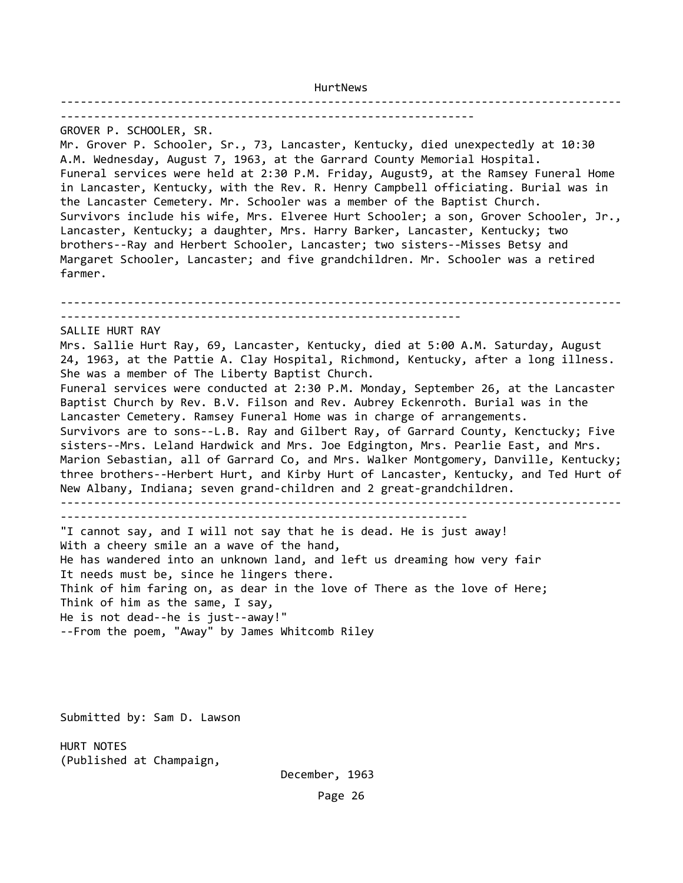---

GROVER P. SCHOOLER, SR.
Mr. Grover P. Schooler, Sr., 73, Lancaster, Kentucky, died unexpectedly at 10:30 A.M. Wednesday, August 7, 1963, at the Garrard County Memorial Hospital.
Funeral services were held at 2:30 P.M. Friday, August9, at the Ramsey Funeral Home in Lancaster, Kentucky, with the Rev. R. Henry Campbell officiating. Burial was in the Lancaster Cemetery. Mr. Schooler was a member of the Baptist Church.
Survivors include his wife, Mrs. Elveree Hurt Schooler; a son, Grover Schooler, Jr., Lancaster, Kentucky; a daughter, Mrs. Harry Barker, Lancaster, Kentucky; two brothers--Ray and Herbert Schooler, Lancaster; two sisters--Misses Betsy and Margaret Schooler, Lancaster; and five grandchildren. Mr. Schooler was a retired farmer.

---

SALLIE HURT RAY
Mrs. Sallie Hurt Ray, 69, Lancaster, Kentucky, died at 5:00 A.M. Saturday, August 24, 1963, at the Pattie A. Clay Hospital, Richmond, Kentucky, after a long illness. She was a member of The Liberty Baptist Church.
Funeral services were conducted at 2:30 P.M. Monday, September 26, at the Lancaster Baptist Church by Rev. B.V. Filson and Rev. Aubrey Eckenroth. Burial was in the Lancaster Cemetery. Ramsey Funeral Home was in charge of arrangements.
Survivors are to sons--L.B. Ray and Gilbert Ray, of Garrard County, Kenctucky; Five sisters--Mrs. Leland Hardwick and Mrs. Joe Edgington, Mrs. Pearlie East, and Mrs. Marion Sebastian, all of Garrard Co, and Mrs. Walker Montgomery, Danville, Kentucky; three brothers--Herbert Hurt, and Kirby Hurt of Lancaster, Kentucky, and Ted Hurt of New Albany, Indiana; seven grand-children and 2 great-grandchildren.

---

"I cannot say, and I will not say that he is dead. He is just away!
With a cheery smile an a wave of the hand,
He has wandered into an unknown land, and left us dreaming how very fair
It needs must be, since he lingers there.
Think of him faring on, as dear in the love of There as the love of Here;
Think of him as the same, I say,
He is not dead--he is just--away!"
--From the poem, "Away" by James Whitcomb Riley

Submitted by: Sam D. Lawson

HURT NOTES
(Published at Champaign,

December, 1963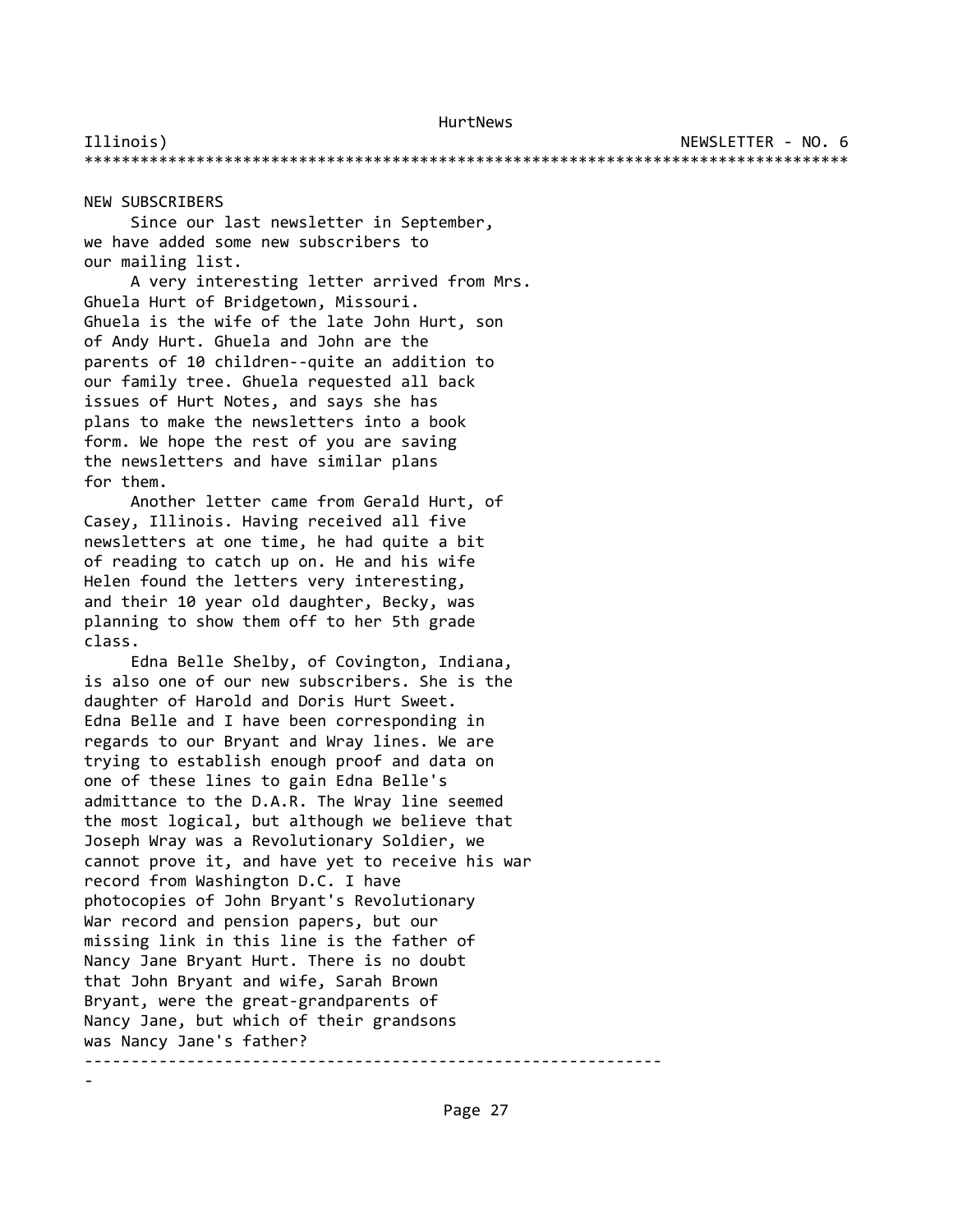## NEW SUBSCRIBERS

Since our last newsletter in September, we have added some new subscribers to our mailing list.

A very interesting letter arrived from Mrs. Ghuela Hurt of Bridgetown, Missouri. Ghuela is the wife of the late John Hurt, son of Andy Hurt. Ghuela and John are the parents of 10 children--quite an addition to our family tree. Ghuela requested all back issues of Hurt Notes, and says she has plans to make the newsletters into a book form. We hope the rest of you are saving the newsletters and have similar plans for them.

Another letter came from Gerald Hurt, of Casey, Illinois. Having received all five newsletters at one time, he had quite a bit of reading to catch up on. He and his wife Helen found the letters very interesting, and their 10 year old daughter, Becky, was planning to show them off to her 5th grade class.

Edna Belle Shelby, of Covington, Indiana, is also one of our new subscribers. She is the daughter of Harold and Doris Hurt Sweet. Edna Belle and I have been corresponding in regards to our Bryant and Wray lines. We are trying to establish enough proof and data on one of these lines to gain Edna Belle's admittance to the D.A.R. The Wray line seemed the most logical, but although we believe that Joseph Wray was a Revolutionary Soldier, we cannot prove it, and have yet to receive his war record from Washington D.C. I have photocopies of John Bryant's Revolutionary War record and pension papers, but our missing link in this line is the father of Nancy Jane Bryant Hurt. There is no doubt that John Bryant and wife, Sarah Brown Bryant, were the great-grandparents of Nancy Jane, but which of their grandsons was Nancy Jane's father?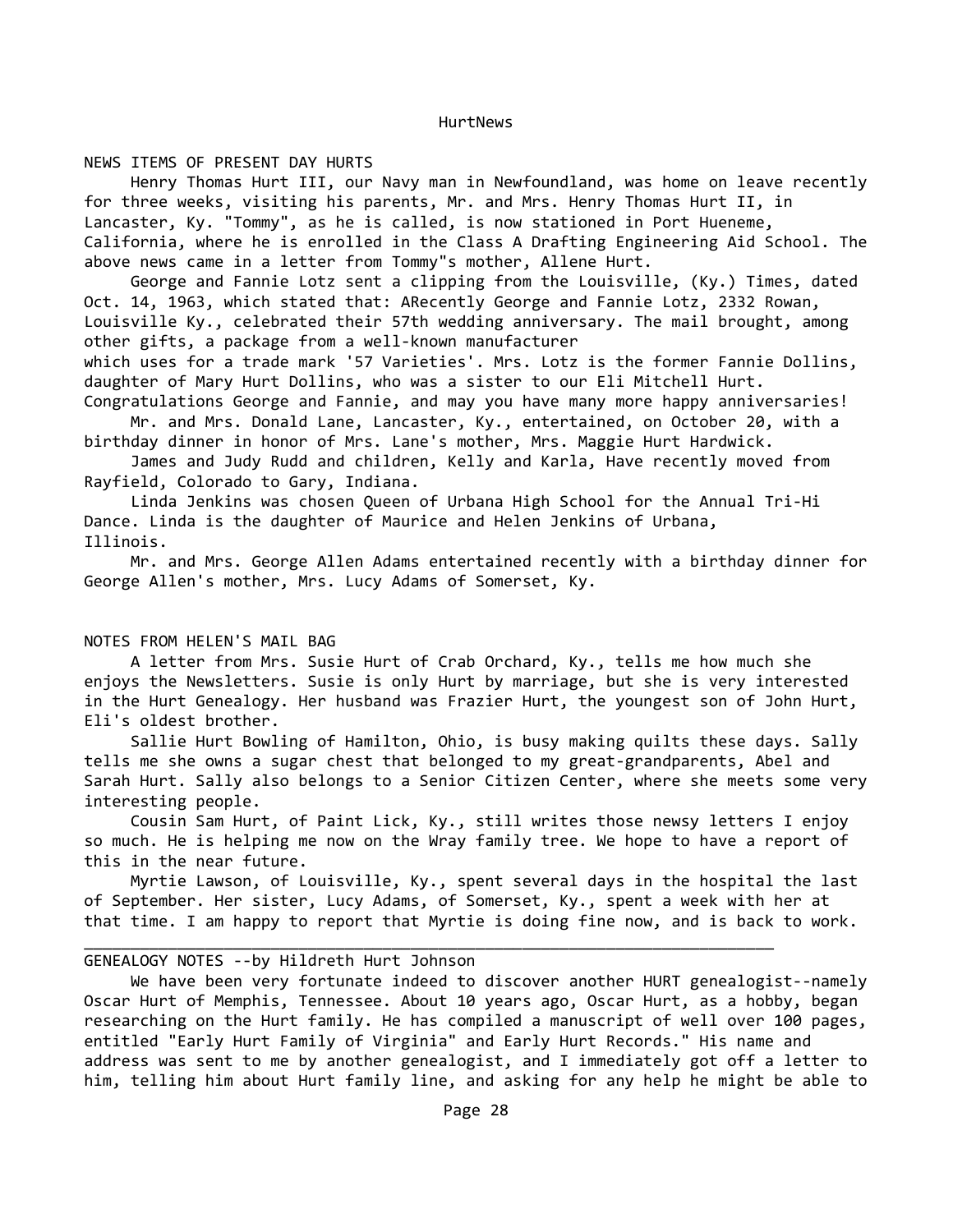## NEWS ITEMS OF PRESENT DAY HURTS

Henry Thomas Hurt III, our Navy man in Newfoundland, was home on leave recently for three weeks, visiting his parents, Mr. and Mrs. Henry Thomas Hurt II, in Lancaster, Ky. "Tommy", as he is called, is now stationed in Port Hueneme, California, where he is enrolled in the Class A Drafting Engineering Aid School. The above news came in a letter from Tommy"s mother, Allene Hurt.

George and Fannie Lotz sent a clipping from the Louisville, (Ky.) Times, dated Oct. 14, 1963, which stated that: ARecently George and Fannie Lotz, 2332 Rowan, Louisville Ky., celebrated their 57th wedding anniversary. The mail brought, among other gifts, a package from a well-known manufacturer which uses for a trade mark '57 Varieties'. Mrs. Lotz is the former Fannie Dollins, daughter of Mary Hurt Dollins, who was a sister to our Eli Mitchell Hurt. Congratulations George and Fannie, and may you have many more happy anniversaries!

Mr. and Mrs. Donald Lane, Lancaster, Ky., entertained, on October 20, with a birthday dinner in honor of Mrs. Lane's mother, Mrs. Maggie Hurt Hardwick.

James and Judy Rudd and children, Kelly and Karla, Have recently moved from Rayfield, Colorado to Gary, Indiana.

Linda Jenkins was chosen Queen of Urbana High School for the Annual Tri-Hi Dance. Linda is the daughter of Maurice and Helen Jenkins of Urbana, Illinois.

Mr. and Mrs. George Allen Adams entertained recently with a birthday dinner for George Allen's mother, Mrs. Lucy Adams of Somerset, Ky.

## NOTES FROM HELEN'S MAIL BAG

A letter from Mrs. Susie Hurt of Crab Orchard, Ky., tells me how much she enjoys the Newsletters. Susie is only Hurt by marriage, but she is very interested in the Hurt Genealogy. Her husband was Frazier Hurt, the youngest son of John Hurt, Eli's oldest brother.

Sallie Hurt Bowling of Hamilton, Ohio, is busy making quilts these days. Sally tells me she owns a sugar chest that belonged to my great-grandparents, Abel and Sarah Hurt. Sally also belongs to a Senior Citizen Center, where she meets some very interesting people.

Cousin Sam Hurt, of Paint Lick, Ky., still writes those newsy letters I enjoy so much. He is helping me now on the Wray family tree. We hope to have a report of this in the near future.

Myrtie Lawson, of Louisville, Ky., spent several days in the hospital the last of September. Her sister, Lucy Adams, of Somerset, Ky., spent a week with her at that time. I am happy to report that Myrtie is doing fine now, and is back to work.

---

## GENEALOGY NOTES --by Hildreth Hurt Johnson

We have been very fortunate indeed to discover another HURT genealogist--namely Oscar Hurt of Memphis, Tennessee. About 10 years ago, Oscar Hurt, as a hobby, began researching on the Hurt family. He has compiled a manuscript of well over 100 pages, entitled "Early Hurt Family of Virginia" and Early Hurt Records." His name and address was sent to me by another genealogist, and I immediately got off a letter to him, telling him about Hurt family line, and asking for any help he might be able to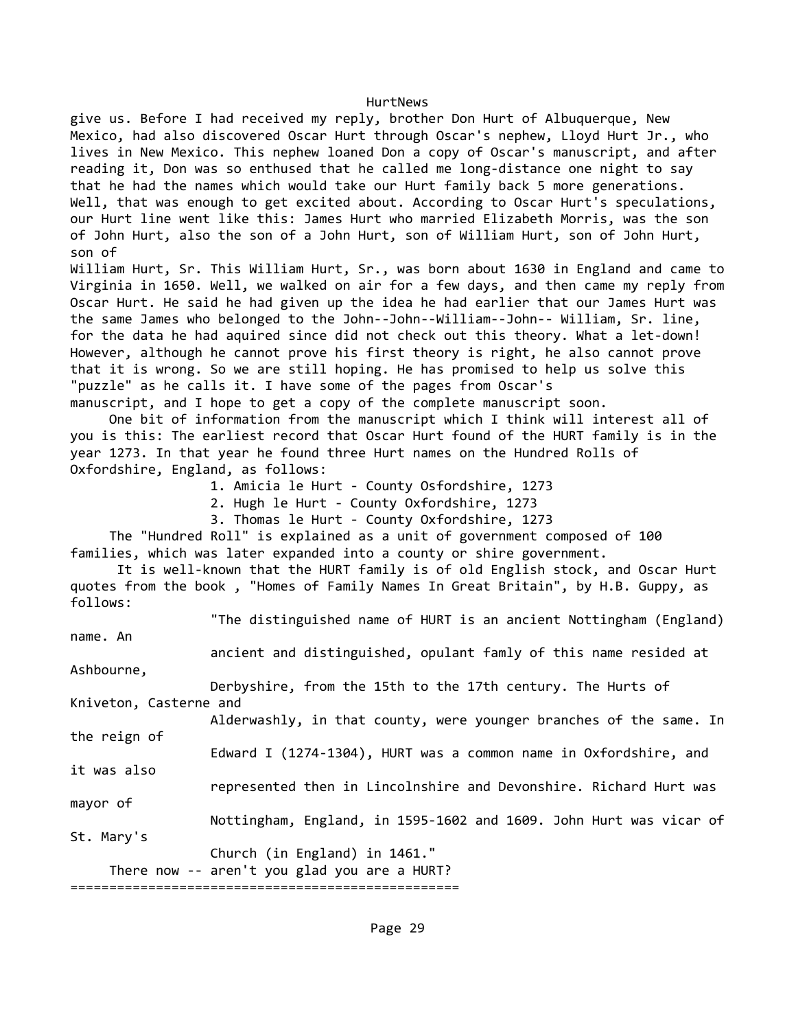give us. Before I had received my reply, brother Don Hurt of Albuquerque, New Mexico, had also discovered Oscar Hurt through Oscar's nephew, Lloyd Hurt Jr., who lives in New Mexico. This nephew loaned Don a copy of Oscar's manuscript, and after reading it, Don was so enthused that he called me long-distance one night to say that he had the names which would take our Hurt family back 5 more generations. Well, that was enough to get excited about. According to Oscar Hurt's speculations, our Hurt line went like this: James Hurt who married Elizabeth Morris, was the son of John Hurt, also the son of a John Hurt, son of William Hurt, son of John Hurt, son of William Hurt, Sr. This William Hurt, Sr., was born about 1630 in England and came to Virginia in 1650. Well, we walked on air for a few days, and then came my reply from Oscar Hurt. He said he had given up the idea he had earlier that our James Hurt was the same James who belonged to the John--John--William--John-- William, Sr. line, for the data he had aquired since did not check out this theory. What a let-down! However, although he cannot prove his first theory is right, he also cannot prove that it is wrong. So we are still hoping. He has promised to help us solve this "puzzle" as he calls it. I have some of the pages from Oscar's manuscript, and I hope to get a copy of the complete manuscript soon.

One bit of information from the manuscript which I think will interest all of you is this: The earliest record that Oscar Hurt found of the HURT family is in the year 1273. In that year he found three Hurt names on the Hundred Rolls of Oxfordshire, England, as follows:

1. Amicia le Hurt - County Osfordshire, 1273
2. Hugh le Hurt - County Oxfordshire, 1273
3. Thomas le Hurt - County Oxfordshire, 1273

The "Hundred Roll" is explained as a unit of government composed of 100 families, which was later expanded into a county or shire government.

It is well-known that the HURT family is of old English stock, and Oscar Hurt quotes from the book , "Homes of Family Names In Great Britain", by H.B. Guppy, as follows:

> "The distinguished name of HURT is an ancient Nottingham (England) name. An ancient and distinguished, opulant famly of this name resided at Ashbourne, Derbyshire, from the 15th to the 17th century. The Hurts of Kniveton, Casterne and Alderwashly, in that county, were younger branches of the same. In the reign of Edward I (1274-1304), HURT was a common name in Oxfordshire, and it was also represented then in Lincolnshire and Devonshire. Richard Hurt was mayor of Nottingham, England, in 1595-1602 and 1609. John Hurt was vicar of St. Mary's Church (in England) in 1461."

There now -- aren't you glad you are a HURT?

==================================================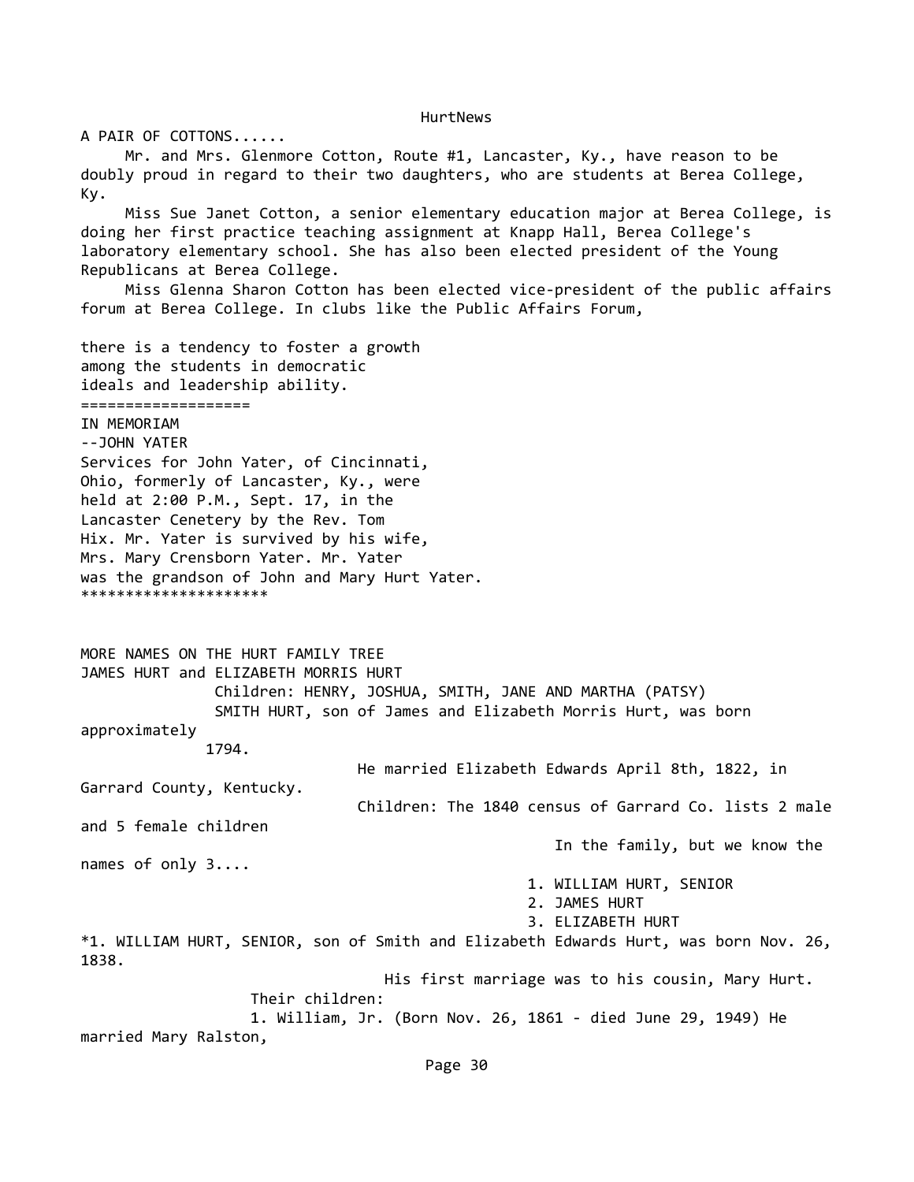A PAIR OF COTTONS......

Mr. and Mrs. Glenmore Cotton, Route #1, Lancaster, Ky., have reason to be doubly proud in regard to their two daughters, who are students at Berea College, Ky.

Miss Sue Janet Cotton, a senior elementary education major at Berea College, is doing her first practice teaching assignment at Knapp Hall, Berea College's laboratory elementary school. She has also been elected president of the Young Republicans at Berea College.

Miss Glenna Sharon Cotton has been elected vice-president of the public affairs forum at Berea College. In clubs like the Public Affairs Forum, there is a tendency to foster a growth among the students in democratic ideals and leadership ability.

===================

IN MEMORIAM

--JOHN YATER

Services for John Yater, of Cincinnati, Ohio, formerly of Lancaster, Ky., were held at 2:00 P.M., Sept. 17, in the Lancaster Cenetery by the Rev. Tom Hix. Mr. Yater is survived by his wife, Mrs. Mary Crensborn Yater. Mr. Yater was the grandson of John and Mary Hurt Yater.

*********************

MORE NAMES ON THE HURT FAMILY TREE

JAMES HURT and ELIZABETH MORRIS HURT

Children: HENRY, JOSHUA, SMITH, JANE AND MARTHA (PATSY)

SMITH HURT, son of James and Elizabeth Morris Hurt, was born approximately 1794.

He married Elizabeth Edwards April 8th, 1822, in Garrard County, Kentucky.

Children: The 1840 census of Garrard Co. lists 2 male and 5 female children In the family, but we know the names of only 3....

1. WILLIAM HURT, SENIOR
2. JAMES HURT
3. ELIZABETH HURT

*1. WILLIAM HURT, SENIOR, son of Smith and Elizabeth Edwards Hurt, was born Nov. 26, 1838.

His first marriage was to his cousin, Mary Hurt.

Their children:

1. William, Jr. (Born Nov. 26, 1861 - died June 29, 1949) He married Mary Ralston,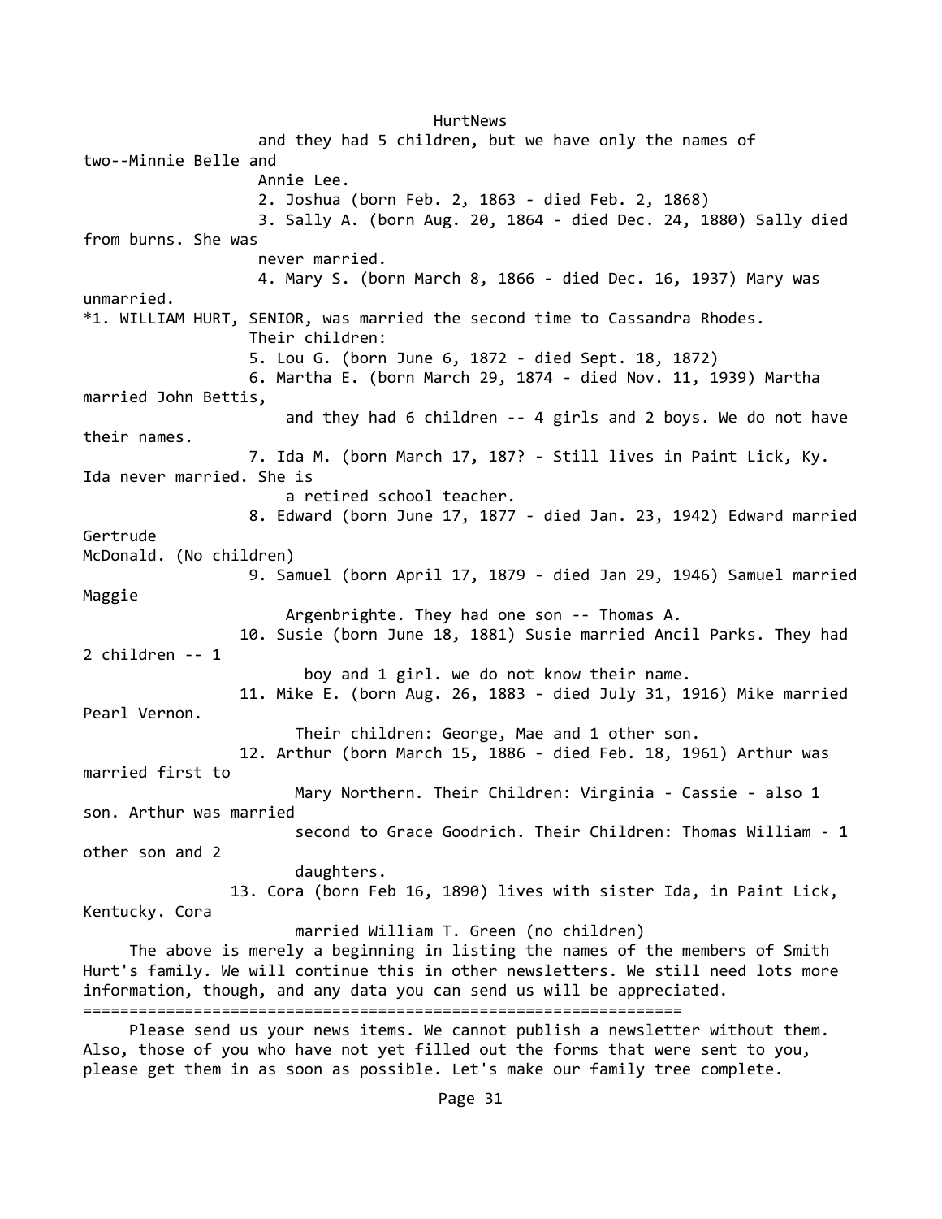and they had 5 children, but we have only the names of two--Minnie Belle and Annie Lee.

2. Joshua (born Feb. 2, 1863 - died Feb. 2, 1868)

3. Sally A. (born Aug. 20, 1864 - died Dec. 24, 1880) Sally died from burns. She was never married.

4. Mary S. (born March 8, 1866 - died Dec. 16, 1937) Mary was unmarried.

*1. WILLIAM HURT, SENIOR, was married the second time to Cassandra Rhodes. Their children:

5. Lou G. (born June 6, 1872 - died Sept. 18, 1872)

6. Martha E. (born March 29, 1874 - died Nov. 11, 1939) Martha married John Bettis, and they had 6 children -- 4 girls and 2 boys. We do not have their names.

7. Ida M. (born March 17, 187? - Still lives in Paint Lick, Ky. Ida never married. She is a retired school teacher.

8. Edward (born June 17, 1877 - died Jan. 23, 1942) Edward married Gertrude McDonald. (No children)

9. Samuel (born April 17, 1879 - died Jan 29, 1946) Samuel married Maggie Argenbrighte. They had one son -- Thomas A.

10. Susie (born June 18, 1881) Susie married Ancil Parks. They had 2 children -- 1 boy and 1 girl. we do not know their name.

11. Mike E. (born Aug. 26, 1883 - died July 31, 1916) Mike married Pearl Vernon. Their children: George, Mae and 1 other son.

12. Arthur (born March 15, 1886 - died Feb. 18, 1961) Arthur was married first to Mary Northern. Their Children: Virginia - Cassie - also 1 son. Arthur was married second to Grace Goodrich. Their Children: Thomas William - 1 other son and 2 daughters.

13. Cora (born Feb 16, 1890) lives with sister Ida, in Paint Lick, Kentucky. Cora married William T. Green (no children)

The above is merely a beginning in listing the names of the members of Smith Hurt's family. We will continue this in other newsletters. We still need lots more information, though, and any data you can send us will be appreciated.

================================================================

Please send us your news items. We cannot publish a newsletter without them. Also, those of you who have not yet filled out the forms that were sent to you, please get them in as soon as possible. Let's make our family tree complete.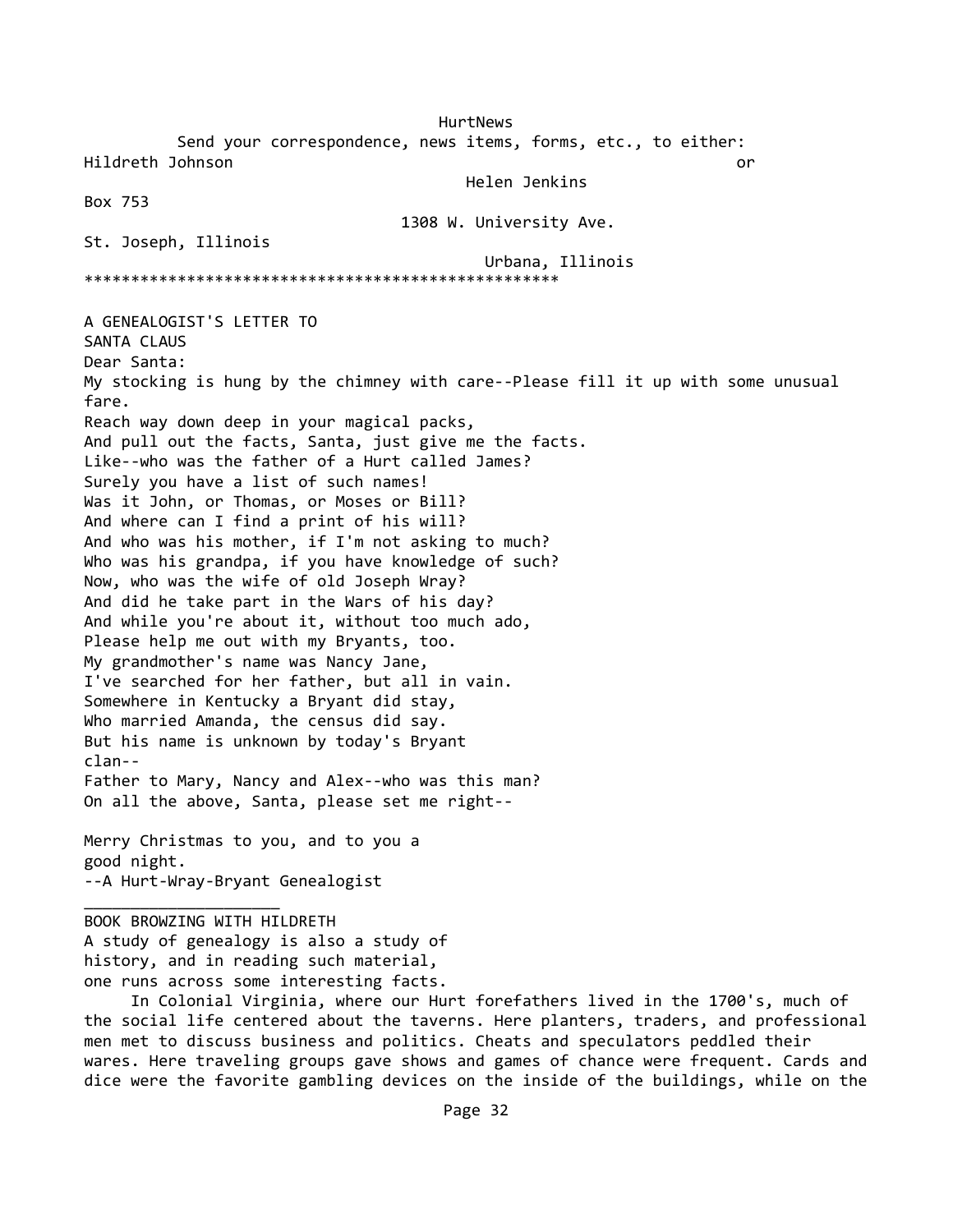HurtNews

Send your correspondence, news items, forms, etc., to either:

Hildreth Johnson
Box 753
St. Joseph, Illinois

or

Helen Jenkins
1308 W. University Ave.
Urbana, Illinois

***************************************************

## A GENEALOGIST'S LETTER TO SANTA CLAUS

Dear Santa:
My stocking is hung by the chimney with care--Please fill it up with some unusual fare.
Reach way down deep in your magical packs,
And pull out the facts, Santa, just give me the facts.
Like--who was the father of a Hurt called James?
Surely you have a list of such names!
Was it John, or Thomas, or Moses or Bill?
And where can I find a print of his will?
And who was his mother, if I'm not asking to much?
Who was his grandpa, if you have knowledge of such?
Now, who was the wife of old Joseph Wray?
And did he take part in the Wars of his day?
And while you're about it, without too much ado,
Please help me out with my Bryants, too.
My grandmother's name was Nancy Jane,
I've searched for her father, but all in vain.
Somewhere in Kentucky a Bryant did stay,
Who married Amanda, the census did say.
But his name is unknown by today's Bryant clan--
Father to Mary, Nancy and Alex--who was this man?
On all the above, Santa, please set me right--

Merry Christmas to you, and to you a good night.
--A Hurt-Wray-Bryant Genealogist

---

## BOOK BROWZING WITH HILDRETH

A study of genealogy is also a study of history, and in reading such material, one runs across some interesting facts.

In Colonial Virginia, where our Hurt forefathers lived in the 1700's, much of the social life centered about the taverns. Here planters, traders, and professional men met to discuss business and politics. Cheats and speculators peddled their wares. Here traveling groups gave shows and games of chance were frequent. Cards and dice were the favorite gambling devices on the inside of the buildings, while on the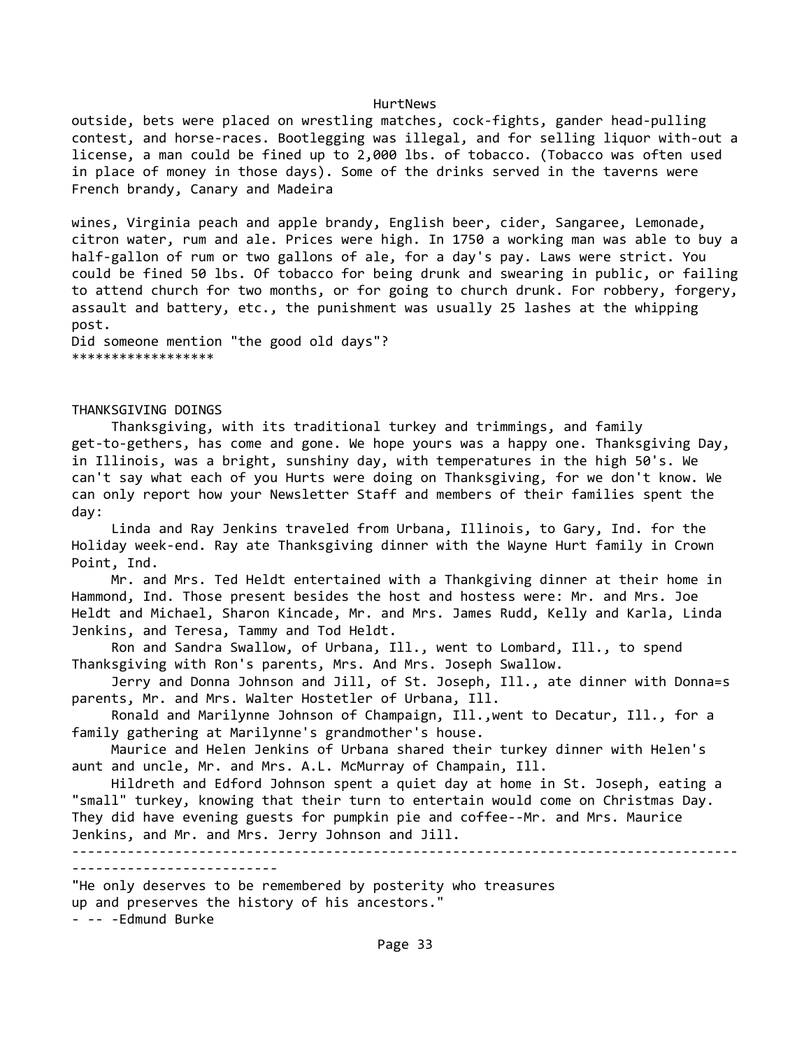outside, bets were placed on wrestling matches, cock-fights, gander head-pulling contest, and horse-races. Bootlegging was illegal, and for selling liquor with-out a license, a man could be fined up to 2,000 lbs. of tobacco. (Tobacco was often used in place of money in those days). Some of the drinks served in the taverns were French brandy, Canary and Madeira

wines, Virginia peach and apple brandy, English beer, cider, Sangaree, Lemonade, citron water, rum and ale. Prices were high. In 1750 a working man was able to buy a half-gallon of rum or two gallons of ale, for a day's pay. Laws were strict. You could be fined 50 lbs. Of tobacco for being drunk and swearing in public, or failing to attend church for two months, or for going to church drunk. For robbery, forgery, assault and battery, etc., the punishment was usually 25 lashes at the whipping post.

Did someone mention "the good old days"?

*****************

THANKSGIVING DOINGS

Thanksgiving, with its traditional turkey and trimmings, and family get-to-gethers, has come and gone. We hope yours was a happy one. Thanksgiving Day, in Illinois, was a bright, sunshiny day, with temperatures in the high 50's. We can't say what each of you Hurts were doing on Thanksgiving, for we don't know. We can only report how your Newsletter Staff and members of their families spent the day:

Linda and Ray Jenkins traveled from Urbana, Illinois, to Gary, Ind. for the Holiday week-end. Ray ate Thanksgiving dinner with the Wayne Hurt family in Crown Point, Ind.

Mr. and Mrs. Ted Heldt entertained with a Thankgiving dinner at their home in Hammond, Ind. Those present besides the host and hostess were: Mr. and Mrs. Joe Heldt and Michael, Sharon Kincade, Mr. and Mrs. James Rudd, Kelly and Karla, Linda Jenkins, and Teresa, Tammy and Tod Heldt.

Ron and Sandra Swallow, of Urbana, Ill., went to Lombard, Ill., to spend Thanksgiving with Ron's parents, Mrs. And Mrs. Joseph Swallow.

Jerry and Donna Johnson and Jill, of St. Joseph, Ill., ate dinner with Donna=s parents, Mr. and Mrs. Walter Hostetler of Urbana, Ill.

Ronald and Marilynne Johnson of Champaign, Ill.,went to Decatur, Ill., for a family gathering at Marilynne's grandmother's house.

Maurice and Helen Jenkins of Urbana shared their turkey dinner with Helen's aunt and uncle, Mr. and Mrs. A.L. McMurray of Champain, Ill.

Hildreth and Edford Johnson spent a quiet day at home in St. Joseph, eating a "small" turkey, knowing that their turn to entertain would come on Christmas Day. They did have evening guests for pumpkin pie and coffee--Mr. and Mrs. Maurice Jenkins, and Mr. and Mrs. Jerry Johnson and Jill.

---

"He only deserves to be remembered by posterity who treasures up and preserves the history of his ancestors."
- -- -Edmund Burke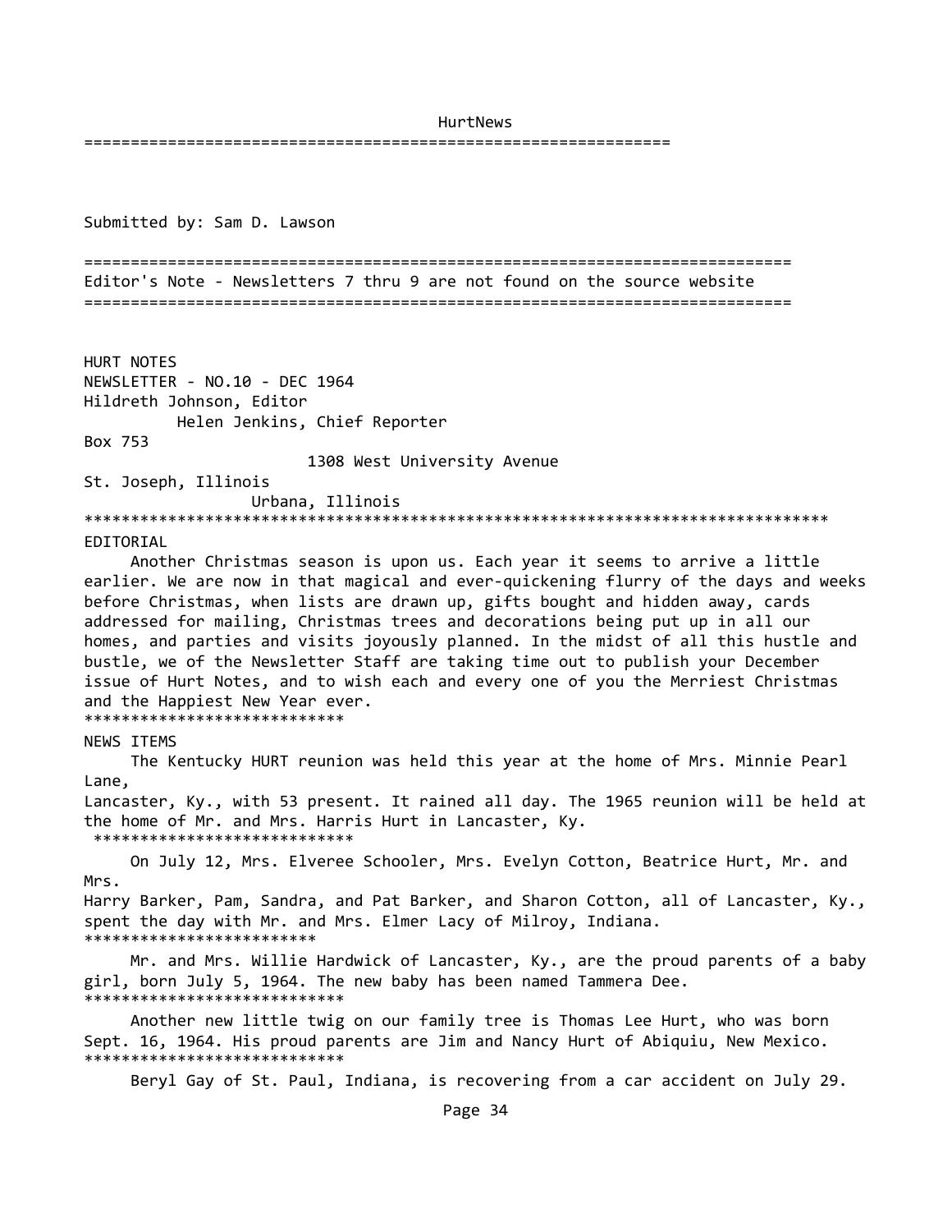HurtNews

==============================================================

Submitted by: Sam D. Lawson

==========================================================================

Editor's Note - Newsletters 7 thru 9 are not found on the source website

==========================================================================

HURT NOTES
NEWSLETTER - NO.10 - DEC 1964
Hildreth Johnson, Editor
Helen Jenkins, Chief Reporter
Box 753
1308 West University Avenue
St. Joseph, Illinois
Urbana, Illinois

********************************************************************************

EDITORIAL

Another Christmas season is upon us. Each year it seems to arrive a little earlier. We are now in that magical and ever-quickening flurry of the days and weeks before Christmas, when lists are drawn up, gifts bought and hidden away, cards addressed for mailing, Christmas trees and decorations being put up in all our homes, and parties and visits joyously planned. In the midst of all this hustle and bustle, we of the Newsletter Staff are taking time out to publish your December issue of Hurt Notes, and to wish each and every one of you the Merriest Christmas and the Happiest New Year ever.

****************************

NEWS ITEMS

The Kentucky HURT reunion was held this year at the home of Mrs. Minnie Pearl Lane,
Lancaster, Ky., with 53 present. It rained all day. The 1965 reunion will be held at the home of Mr. and Mrs. Harris Hurt in Lancaster, Ky.

****************************

On July 12, Mrs. Elveree Schooler, Mrs. Evelyn Cotton, Beatrice Hurt, Mr. and Mrs.
Harry Barker, Pam, Sandra, and Pat Barker, and Sharon Cotton, all of Lancaster, Ky., spent the day with Mr. and Mrs. Elmer Lacy of Milroy, Indiana.

*************************

Mr. and Mrs. Willie Hardwick of Lancaster, Ky., are the proud parents of a baby girl, born July 5, 1964. The new baby has been named Tammera Dee.

****************************

Another new little twig on our family tree is Thomas Lee Hurt, who was born Sept. 16, 1964. His proud parents are Jim and Nancy Hurt of Abiquiu, New Mexico.

****************************

Beryl Gay of St. Paul, Indiana, is recovering from a car accident on July 29.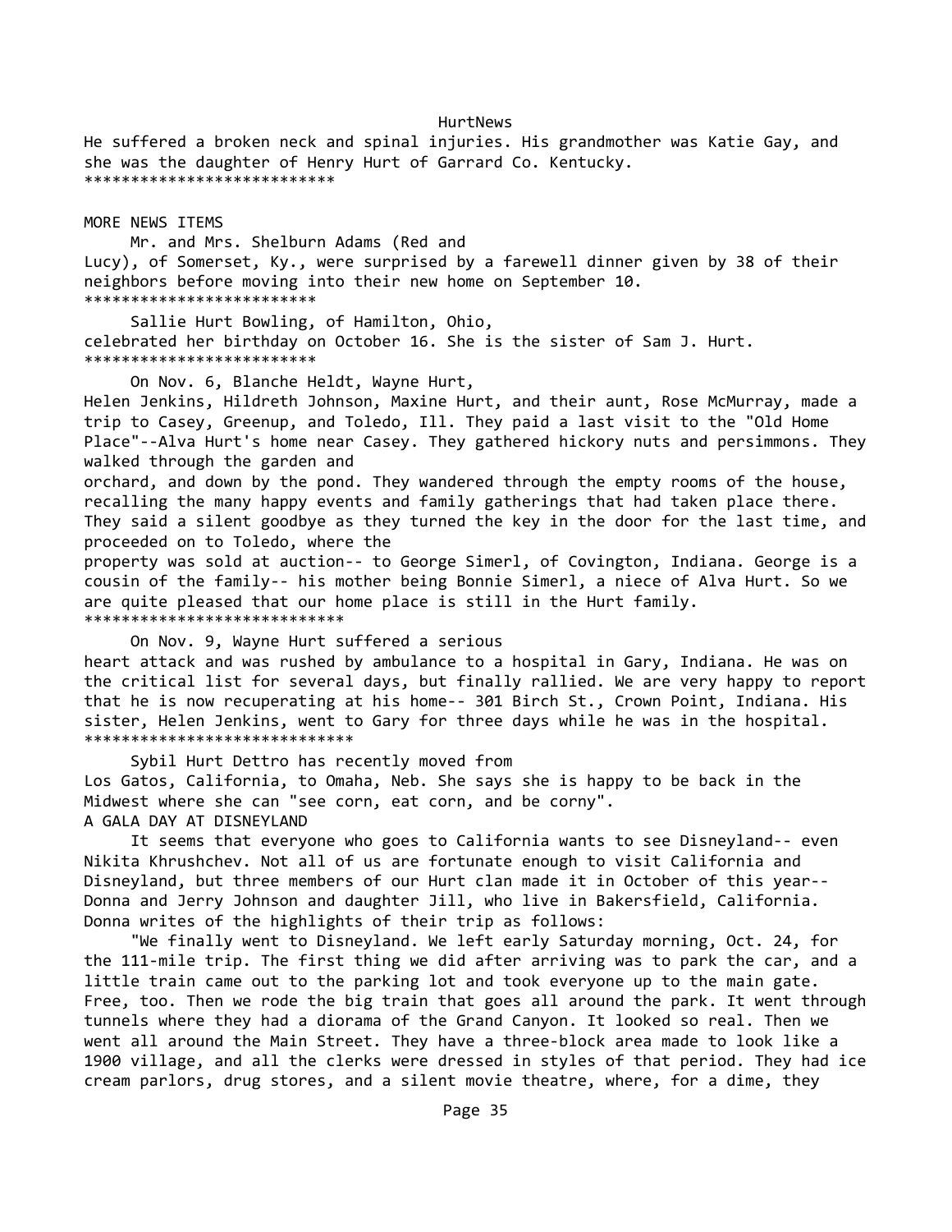He suffered a broken neck and spinal injuries. His grandmother was Katie Gay, and she was the daughter of Henry Hurt of Garrard Co. Kentucky.

***************************

## MORE NEWS ITEMS

Mr. and Mrs. Shelburn Adams (Red and Lucy), of Somerset, Ky., were surprised by a farewell dinner given by 38 of their neighbors before moving into their new home on September 10.

*************************

Sallie Hurt Bowling, of Hamilton, Ohio, celebrated her birthday on October 16. She is the sister of Sam J. Hurt.

*************************

On Nov. 6, Blanche Heldt, Wayne Hurt, Helen Jenkins, Hildreth Johnson, Maxine Hurt, and their aunt, Rose McMurray, made a trip to Casey, Greenup, and Toledo, Ill. They paid a last visit to the "Old Home Place"--Alva Hurt's home near Casey. They gathered hickory nuts and persimmons. They walked through the garden and orchard, and down by the pond. They wandered through the empty rooms of the house, recalling the many happy events and family gatherings that had taken place there. They said a silent goodbye as they turned the key in the door for the last time, and proceeded on to Toledo, where the property was sold at auction-- to George Simerl, of Covington, Indiana. George is a cousin of the family-- his mother being Bonnie Simerl, a niece of Alva Hurt. So we are quite pleased that our home place is still in the Hurt family.

****************************

On Nov. 9, Wayne Hurt suffered a serious heart attack and was rushed by ambulance to a hospital in Gary, Indiana. He was on the critical list for several days, but finally rallied. We are very happy to report that he is now recuperating at his home-- 301 Birch St., Crown Point, Indiana. His sister, Helen Jenkins, went to Gary for three days while he was in the hospital.

*****************************

Sybil Hurt Dettro has recently moved from Los Gatos, California, to Omaha, Neb. She says she is happy to be back in the Midwest where she can "see corn, eat corn, and be corny".

## A GALA DAY AT DISNEYLAND

It seems that everyone who goes to California wants to see Disneyland-- even Nikita Khrushchev. Not all of us are fortunate enough to visit California and Disneyland, but three members of our Hurt clan made it in October of this year-- Donna and Jerry Johnson and daughter Jill, who live in Bakersfield, California. Donna writes of the highlights of their trip as follows:

"We finally went to Disneyland. We left early Saturday morning, Oct. 24, for the 111-mile trip. The first thing we did after arriving was to park the car, and a little train came out to the parking lot and took everyone up to the main gate. Free, too. Then we rode the big train that goes all around the park. It went through tunnels where they had a diorama of the Grand Canyon. It looked so real. Then we went all around the Main Street. They have a three-block area made to look like a 1900 village, and all the clerks were dressed in styles of that period. They had ice cream parlors, drug stores, and a silent movie theatre, where, for a dime, they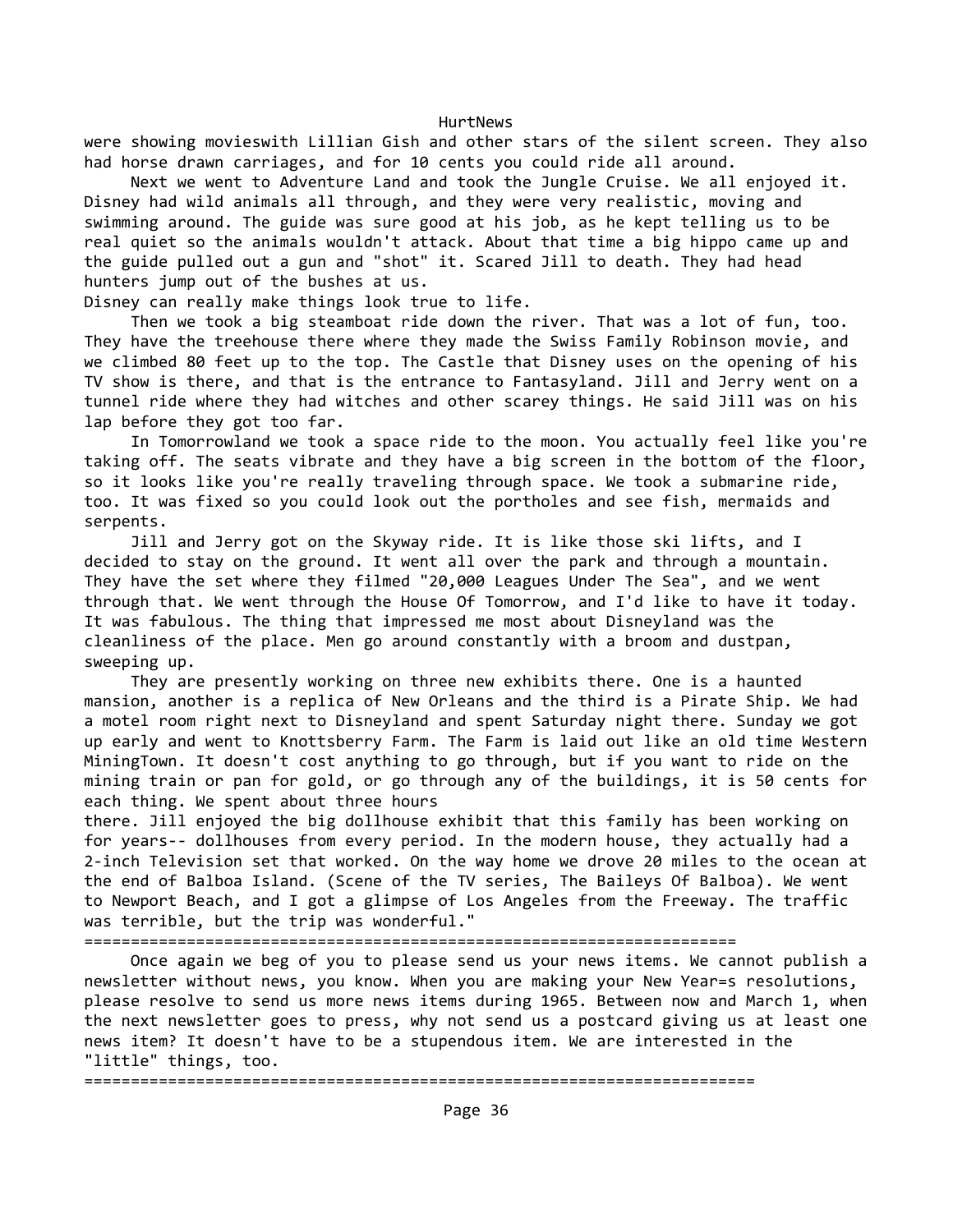were showing movieswith Lillian Gish and other stars of the silent screen. They also had horse drawn carriages, and for 10 cents you could ride all around.

Next we went to Adventure Land and took the Jungle Cruise. We all enjoyed it. Disney had wild animals all through, and they were very realistic, moving and swimming around. The guide was sure good at his job, as he kept telling us to be real quiet so the animals wouldn't attack. About that time a big hippo came up and the guide pulled out a gun and "shot" it. Scared Jill to death. They had head hunters jump out of the bushes at us.
Disney can really make things look true to life.

Then we took a big steamboat ride down the river. That was a lot of fun, too. They have the treehouse there where they made the Swiss Family Robinson movie, and we climbed 80 feet up to the top. The Castle that Disney uses on the opening of his TV show is there, and that is the entrance to Fantasyland. Jill and Jerry went on a tunnel ride where they had witches and other scarey things. He said Jill was on his lap before they got too far.

In Tomorrowland we took a space ride to the moon. You actually feel like you're taking off. The seats vibrate and they have a big screen in the bottom of the floor, so it looks like you're really traveling through space. We took a submarine ride, too. It was fixed so you could look out the portholes and see fish, mermaids and serpents.

Jill and Jerry got on the Skyway ride. It is like those ski lifts, and I decided to stay on the ground. It went all over the park and through a mountain. They have the set where they filmed "20,000 Leagues Under The Sea", and we went through that. We went through the House Of Tomorrow, and I'd like to have it today. It was fabulous. The thing that impressed me most about Disneyland was the cleanliness of the place. Men go around constantly with a broom and dustpan, sweeping up.

They are presently working on three new exhibits there. One is a haunted mansion, another is a replica of New Orleans and the third is a Pirate Ship. We had a motel room right next to Disneyland and spent Saturday night there. Sunday we got up early and went to Knottsberry Farm. The Farm is laid out like an old time Western MiningTown. It doesn't cost anything to go through, but if you want to ride on the mining train or pan for gold, or go through any of the buildings, it is 50 cents for each thing. We spent about three hours
there. Jill enjoyed the big dollhouse exhibit that this family has been working on for years-- dollhouses from every period. In the modern house, they actually had a 2-inch Television set that worked. On the way home we drove 20 miles to the ocean at the end of Balboa Island. (Scene of the TV series, The Baileys Of Balboa). We went to Newport Beach, and I got a glimpse of Los Angeles from the Freeway. The traffic was terrible, but the trip was wonderful."

===================================================================

Once again we beg of you to please send us your news items. We cannot publish a newsletter without news, you know. When you are making your New Year=s resolutions, please resolve to send us more news items during 1965. Between now and March 1, when the next newsletter goes to press, why not send us a postcard giving us at least one news item? It doesn't have to be a stupendous item. We are interested in the "little" things, too.

====================================================================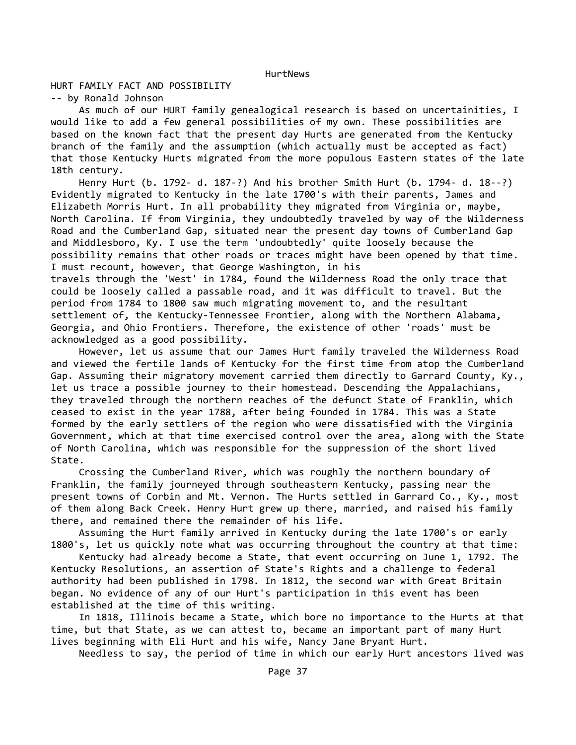## HURT FAMILY FACT AND POSSIBILITY

-- by Ronald Johnson

As much of our HURT family genealogical research is based on uncertainities, I would like to add a few general possibilities of my own. These possibilities are based on the known fact that the present day Hurts are generated from the Kentucky branch of the family and the assumption (which actually must be accepted as fact) that those Kentucky Hurts migrated from the more populous Eastern states of the late 18th century.

Henry Hurt (b. 1792- d. 187-?) And his brother Smith Hurt (b. 1794- d. 18--?) Evidently migrated to Kentucky in the late 1700's with their parents, James and Elizabeth Morris Hurt. In all probability they migrated from Virginia or, maybe, North Carolina. If from Virginia, they undoubtedly traveled by way of the Wilderness Road and the Cumberland Gap, situated near the present day towns of Cumberland Gap and Middlesboro, Ky. I use the term 'undoubtedly' quite loosely because the possibility remains that other roads or traces might have been opened by that time. I must recount, however, that George Washington, in his travels through the 'West' in 1784, found the Wilderness Road the only trace that could be loosely called a passable road, and it was difficult to travel. But the period from 1784 to 1800 saw much migrating movement to, and the resultant settlement of, the Kentucky-Tennessee Frontier, along with the Northern Alabama, Georgia, and Ohio Frontiers. Therefore, the existence of other 'roads' must be acknowledged as a good possibility.

However, let us assume that our James Hurt family traveled the Wilderness Road and viewed the fertile lands of Kentucky for the first time from atop the Cumberland Gap. Assuming their migratory movement carried them directly to Garrard County, Ky., let us trace a possible journey to their homestead. Descending the Appalachians, they traveled through the northern reaches of the defunct State of Franklin, which ceased to exist in the year 1788, after being founded in 1784. This was a State formed by the early settlers of the region who were dissatisfied with the Virginia Government, which at that time exercised control over the area, along with the State of North Carolina, which was responsible for the suppression of the short lived State.

Crossing the Cumberland River, which was roughly the northern boundary of Franklin, the family journeyed through southeastern Kentucky, passing near the present towns of Corbin and Mt. Vernon. The Hurts settled in Garrard Co., Ky., most of them along Back Creek. Henry Hurt grew up there, married, and raised his family there, and remained there the remainder of his life.

Assuming the Hurt family arrived in Kentucky during the late 1700's or early 1800's, let us quickly note what was occurring throughout the country at that time:

Kentucky had already become a State, that event occurring on June 1, 1792. The Kentucky Resolutions, an assertion of State's Rights and a challenge to federal authority had been published in 1798. In 1812, the second war with Great Britain began. No evidence of any of our Hurt's participation in this event has been established at the time of this writing.

In 1818, Illinois became a State, which bore no importance to the Hurts at that time, but that State, as we can attest to, became an important part of many Hurt lives beginning with Eli Hurt and his wife, Nancy Jane Bryant Hurt.

Needless to say, the period of time in which our early Hurt ancestors lived was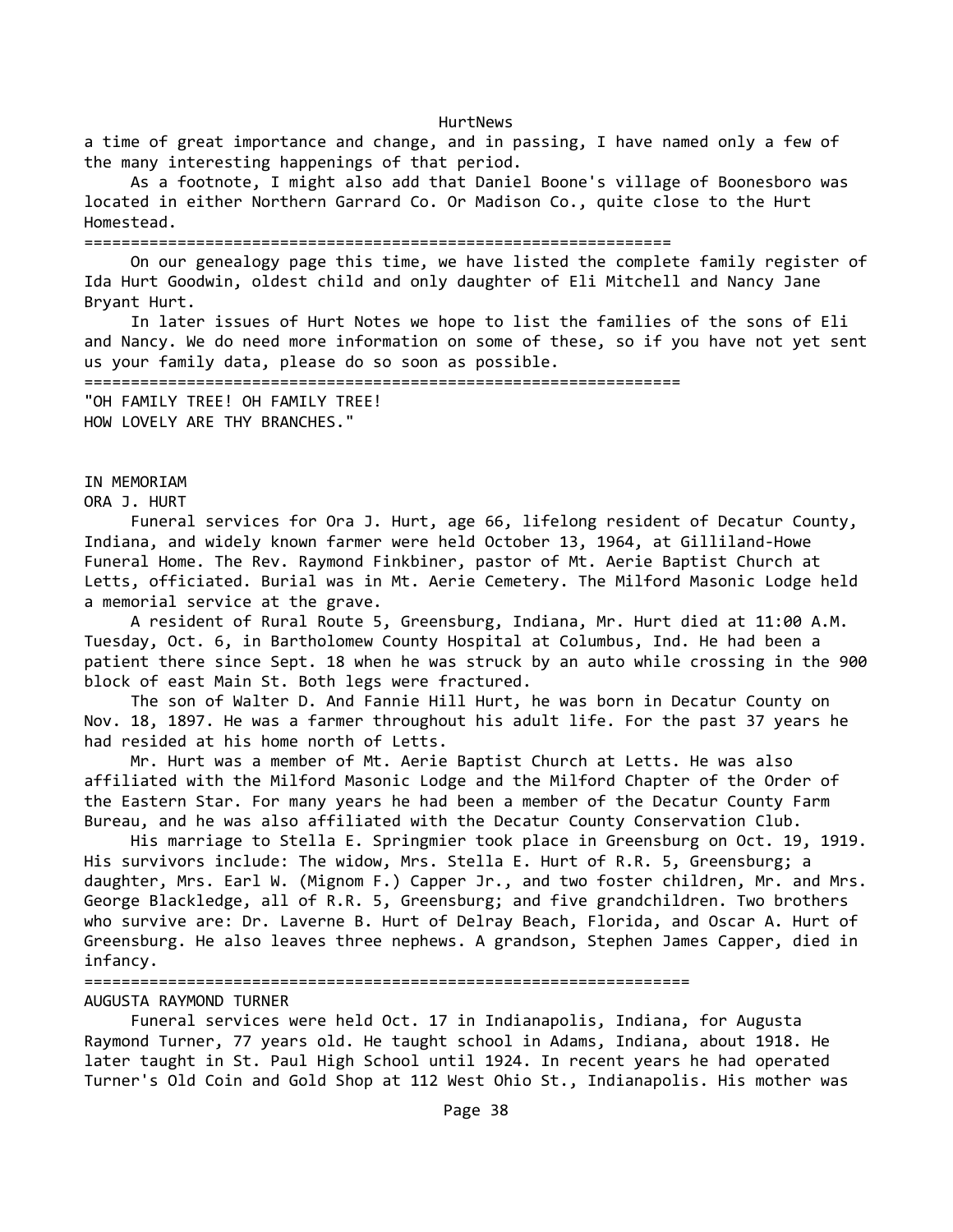a time of great importance and change, and in passing, I have named only a few of the many interesting happenings of that period.

As a footnote, I might also add that Daniel Boone's village of Boonesboro was located in either Northern Garrard Co. Or Madison Co., quite close to the Hurt Homestead.

===============================================================

On our genealogy page this time, we have listed the complete family register of Ida Hurt Goodwin, oldest child and only daughter of Eli Mitchell and Nancy Jane Bryant Hurt.

In later issues of Hurt Notes we hope to list the families of the sons of Eli and Nancy. We do need more information on some of these, so if you have not yet sent us your family data, please do so soon as possible.

================================================================

"OH FAMILY TREE! OH FAMILY TREE!
HOW LOVELY ARE THY BRANCHES."

IN MEMORIAM

ORA J. HURT

Funeral services for Ora J. Hurt, age 66, lifelong resident of Decatur County, Indiana, and widely known farmer were held October 13, 1964, at Gilliland-Howe Funeral Home. The Rev. Raymond Finkbiner, pastor of Mt. Aerie Baptist Church at Letts, officiated. Burial was in Mt. Aerie Cemetery. The Milford Masonic Lodge held a memorial service at the grave.

A resident of Rural Route 5, Greensburg, Indiana, Mr. Hurt died at 11:00 A.M. Tuesday, Oct. 6, in Bartholomew County Hospital at Columbus, Ind. He had been a patient there since Sept. 18 when he was struck by an auto while crossing in the 900 block of east Main St. Both legs were fractured.

The son of Walter D. And Fannie Hill Hurt, he was born in Decatur County on Nov. 18, 1897. He was a farmer throughout his adult life. For the past 37 years he had resided at his home north of Letts.

Mr. Hurt was a member of Mt. Aerie Baptist Church at Letts. He was also affiliated with the Milford Masonic Lodge and the Milford Chapter of the Order of the Eastern Star. For many years he had been a member of the Decatur County Farm Bureau, and he was also affiliated with the Decatur County Conservation Club.

His marriage to Stella E. Springmier took place in Greensburg on Oct. 19, 1919. His survivors include: The widow, Mrs. Stella E. Hurt of R.R. 5, Greensburg; a daughter, Mrs. Earl W. (Mignom F.) Capper Jr., and two foster children, Mr. and Mrs. George Blackledge, all of R.R. 5, Greensburg; and five grandchildren. Two brothers who survive are: Dr. Laverne B. Hurt of Delray Beach, Florida, and Oscar A. Hurt of Greensburg. He also leaves three nephews. A grandson, Stephen James Capper, died in infancy.

=================================================================

AUGUSTA RAYMOND TURNER

Funeral services were held Oct. 17 in Indianapolis, Indiana, for Augusta Raymond Turner, 77 years old. He taught school in Adams, Indiana, about 1918. He later taught in St. Paul High School until 1924. In recent years he had operated Turner's Old Coin and Gold Shop at 112 West Ohio St., Indianapolis. His mother was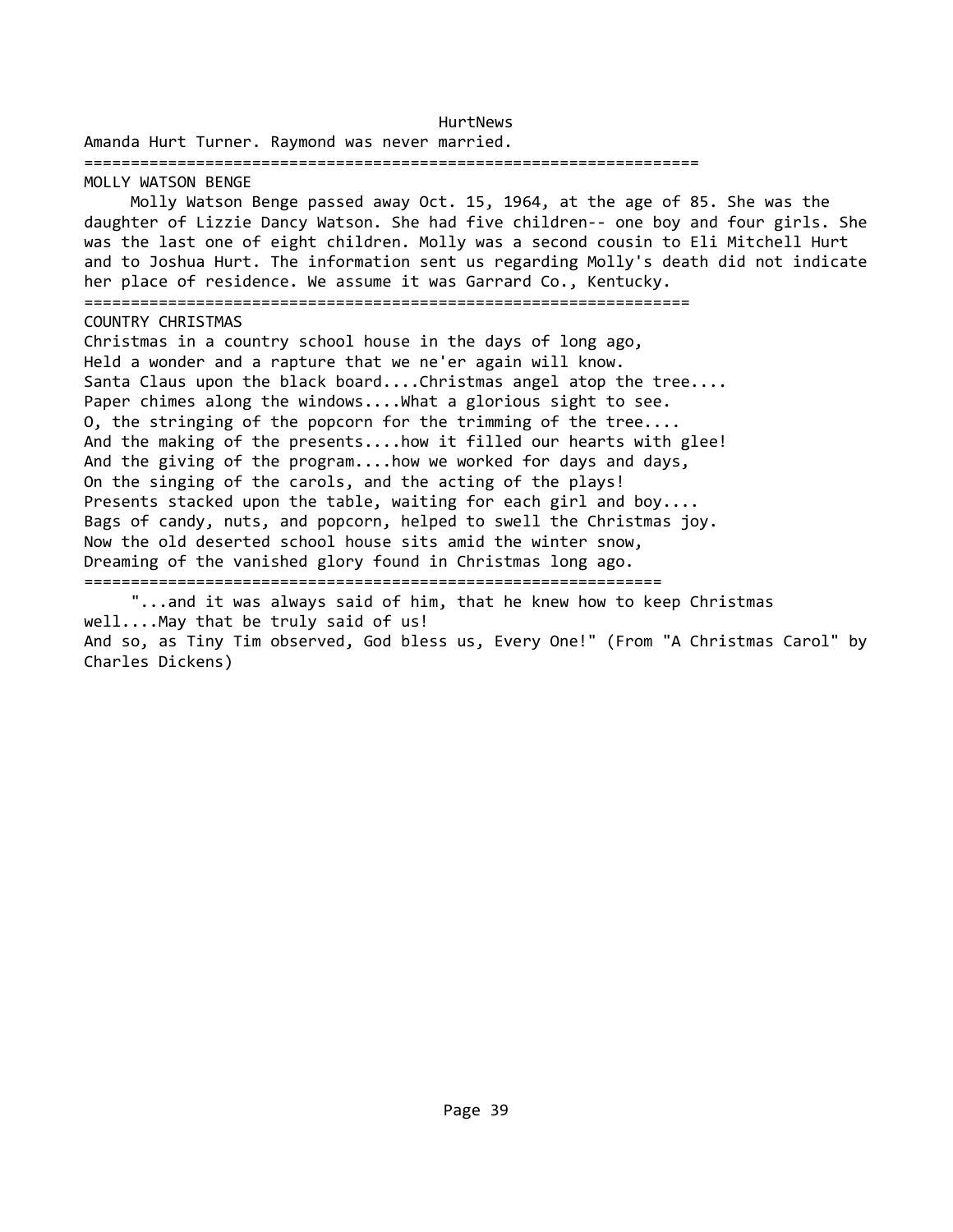Amanda Hurt Turner. Raymond was never married.

================================================================

## MOLLY WATSON BENGE

Molly Watson Benge passed away Oct. 15, 1964, at the age of 85. She was the daughter of Lizzie Dancy Watson. She had five children-- one boy and four girls. She was the last one of eight children. Molly was a second cousin to Eli Mitchell Hurt and to Joshua Hurt. The information sent us regarding Molly's death did not indicate her place of residence. We assume it was Garrard Co., Kentucky.

================================================================

## COUNTRY CHRISTMAS

Christmas in a country school house in the days of long ago,
Held a wonder and a rapture that we ne'er again will know.
Santa Claus upon the black board....Christmas angel atop the tree....
Paper chimes along the windows....What a glorious sight to see.
O, the stringing of the popcorn for the trimming of the tree....
And the making of the presents....how it filled our hearts with glee!
And the giving of the program....how we worked for days and days,
On the singing of the carols, and the acting of the plays!
Presents stacked upon the table, waiting for each girl and boy....
Bags of candy, nuts, and popcorn, helped to swell the Christmas joy.
Now the old deserted school house sits amid the winter snow,
Dreaming of the vanished glory found in Christmas long ago.

================================================================

"...and it was always said of him, that he knew how to keep Christmas well....May that be truly said of us!
And so, as Tiny Tim observed, God bless us, Every One!" (From "A Christmas Carol" by Charles Dickens)